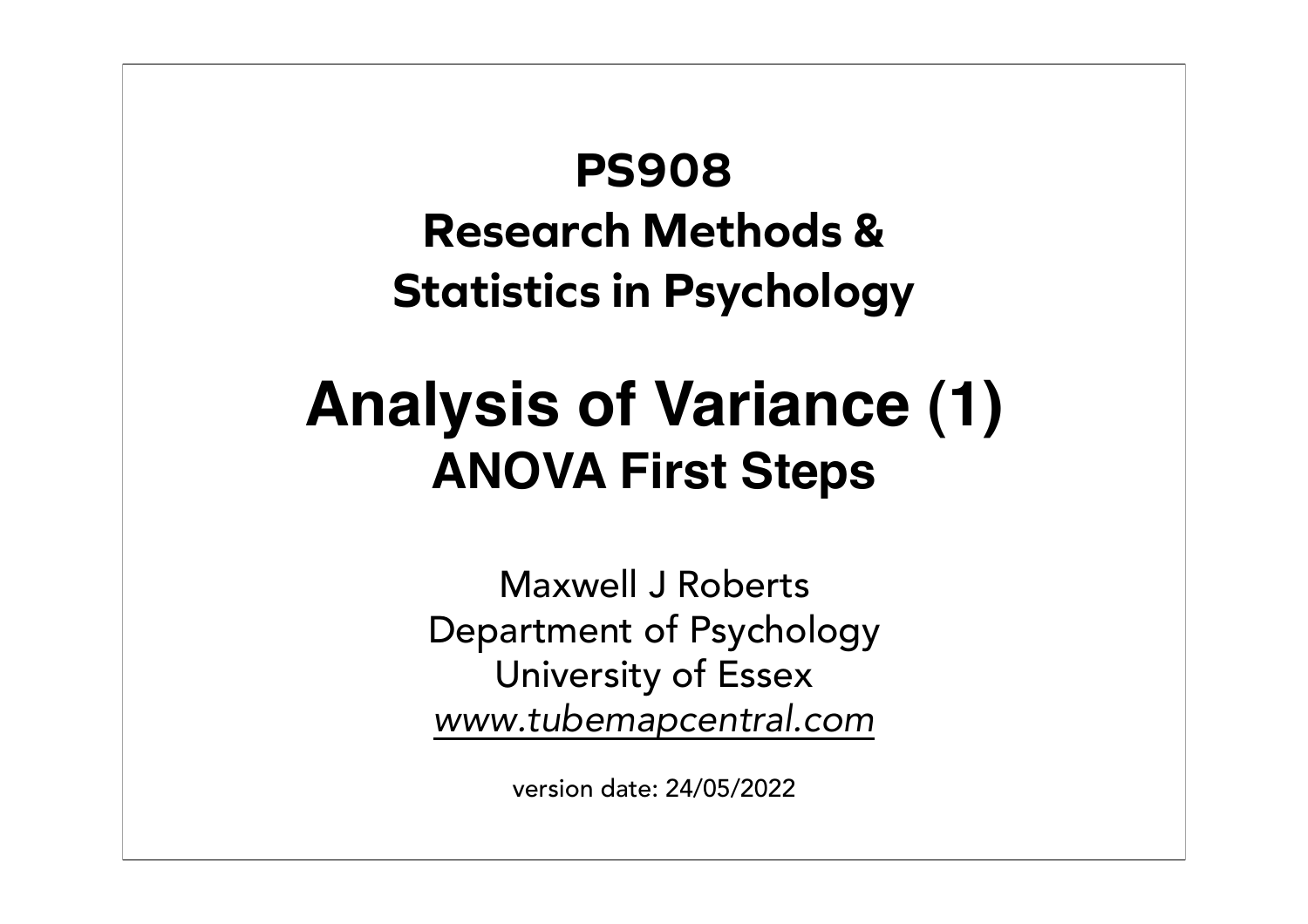# PS908
# Research Methods & Statistics in Psychology

# Analysis of Variance (1)
## ANOVA First Steps

Maxwell J Roberts
Department of Psychology
University of Essex
*www.tubemapcentral.com*

version date: 24/05/2022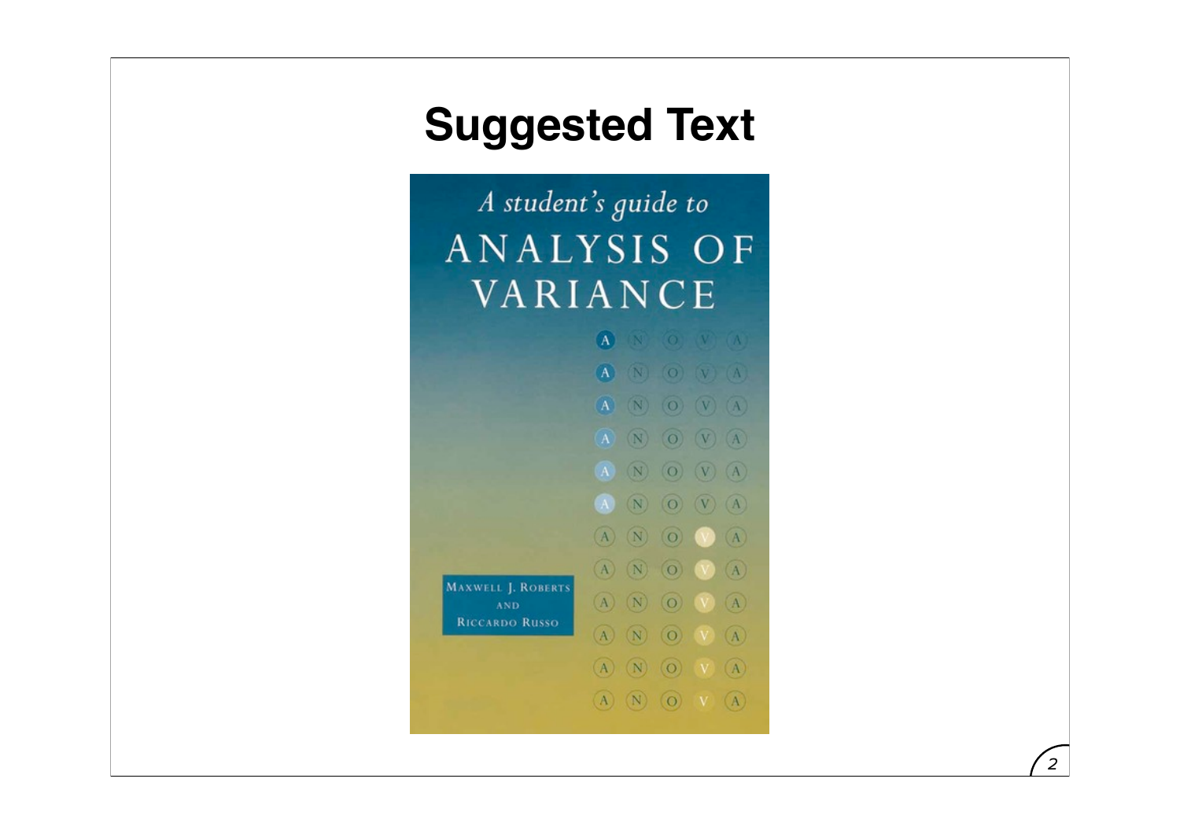# Suggested Text

*A student's guide to*

ANALYSIS OF VARIANCE

MAXWELL J. ROBERTS AND RICCARDO RUSSO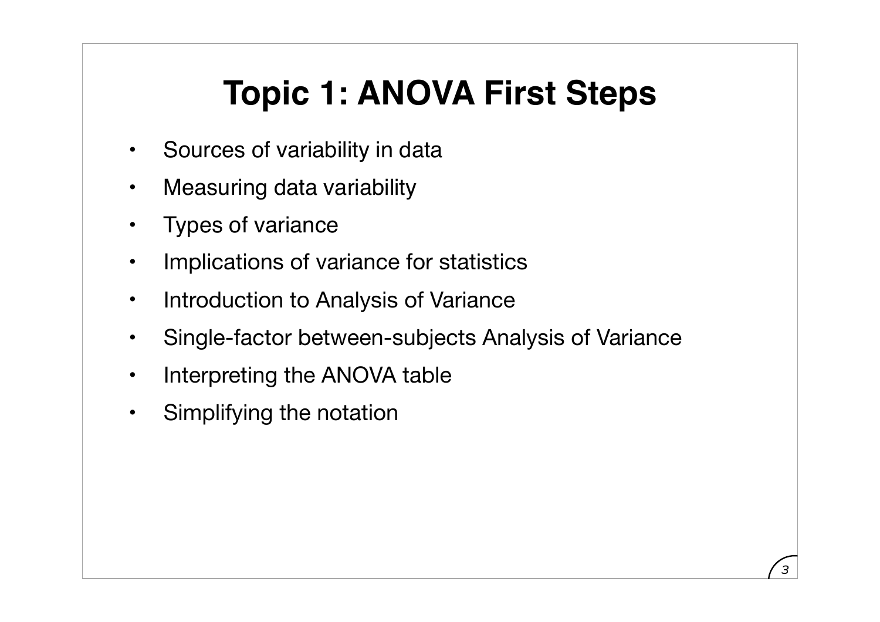# Topic 1: ANOVA First Steps

- Sources of variability in data
- Measuring data variability
- Types of variance
- Implications of variance for statistics
- Introduction to Analysis of Variance
- Single-factor between-subjects Analysis of Variance
- Interpreting the ANOVA table
- Simplifying the notation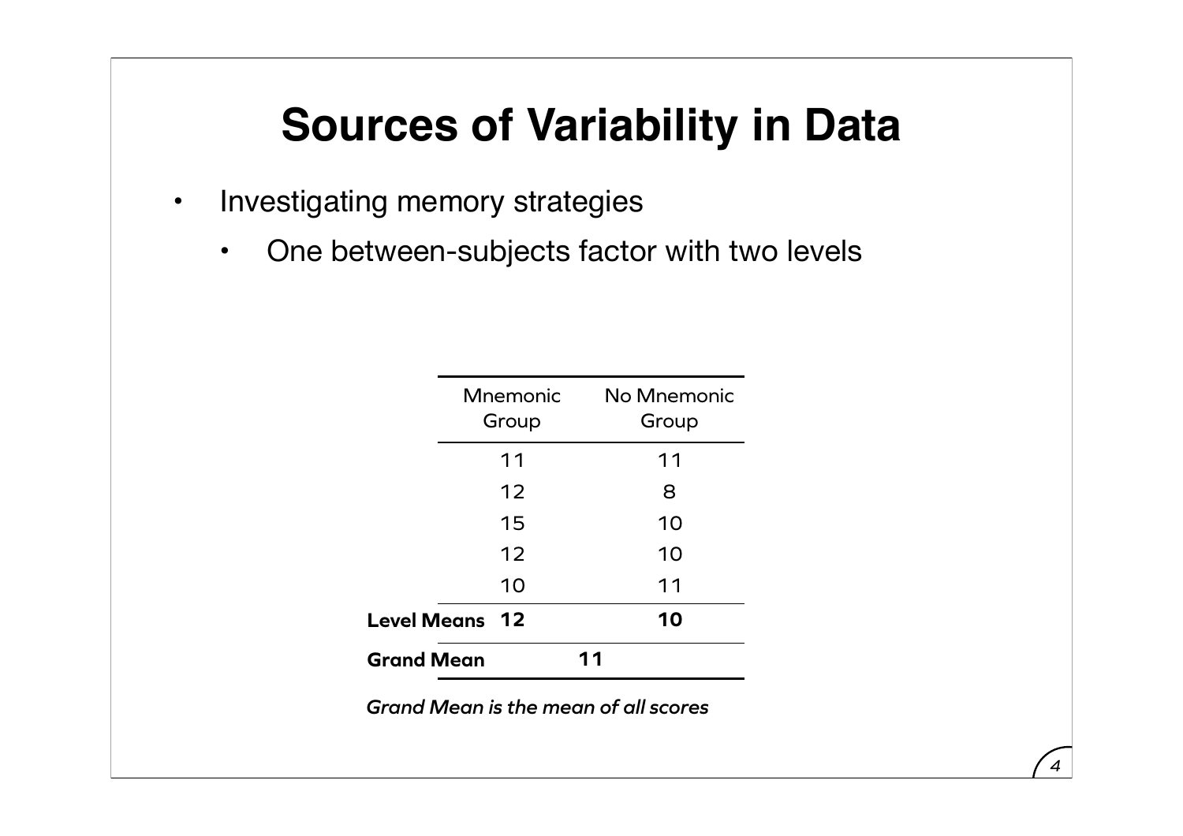# Sources of Variability in Data

- Investigating memory strategies
  - One between-subjects factor with two levels

| | Mnemonic Group | No Mnemonic Group |
|---|---|---|
| | 11 | 11 |
| | 12 | 8 |
| | 15 | 10 |
| | 12 | 10 |
| | 10 | 11 |
| **Level Means** | **12** | **10** |
| **Grand Mean** | **11** | |

***Grand Mean is the mean of all scores***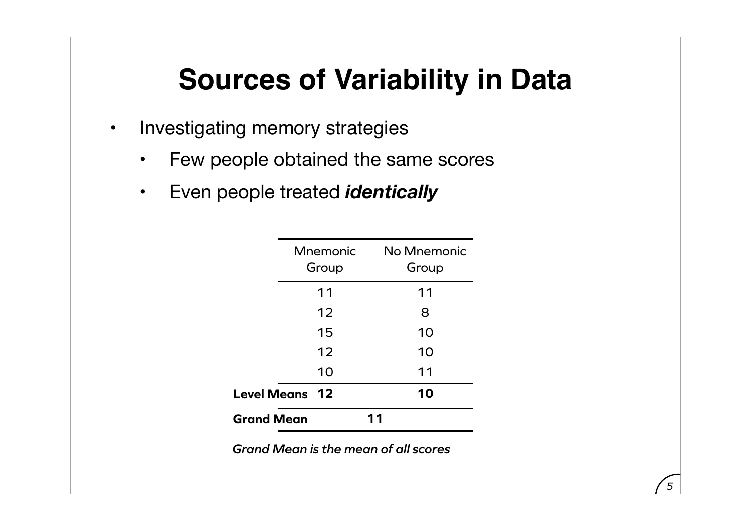# Sources of Variability in Data

- Investigating memory strategies
  - Few people obtained the same scores
  - Even people treated ***identically***

| | Mnemonic Group | No Mnemonic Group |
|---|---|---|
| | 11 | 11 |
| | 12 | 8 |
| | 15 | 10 |
| | 12 | 10 |
| | 10 | 11 |
| **Level Means** | **12** | **10** |
| **Grand Mean** | **11** | |

***Grand Mean is the mean of all scores***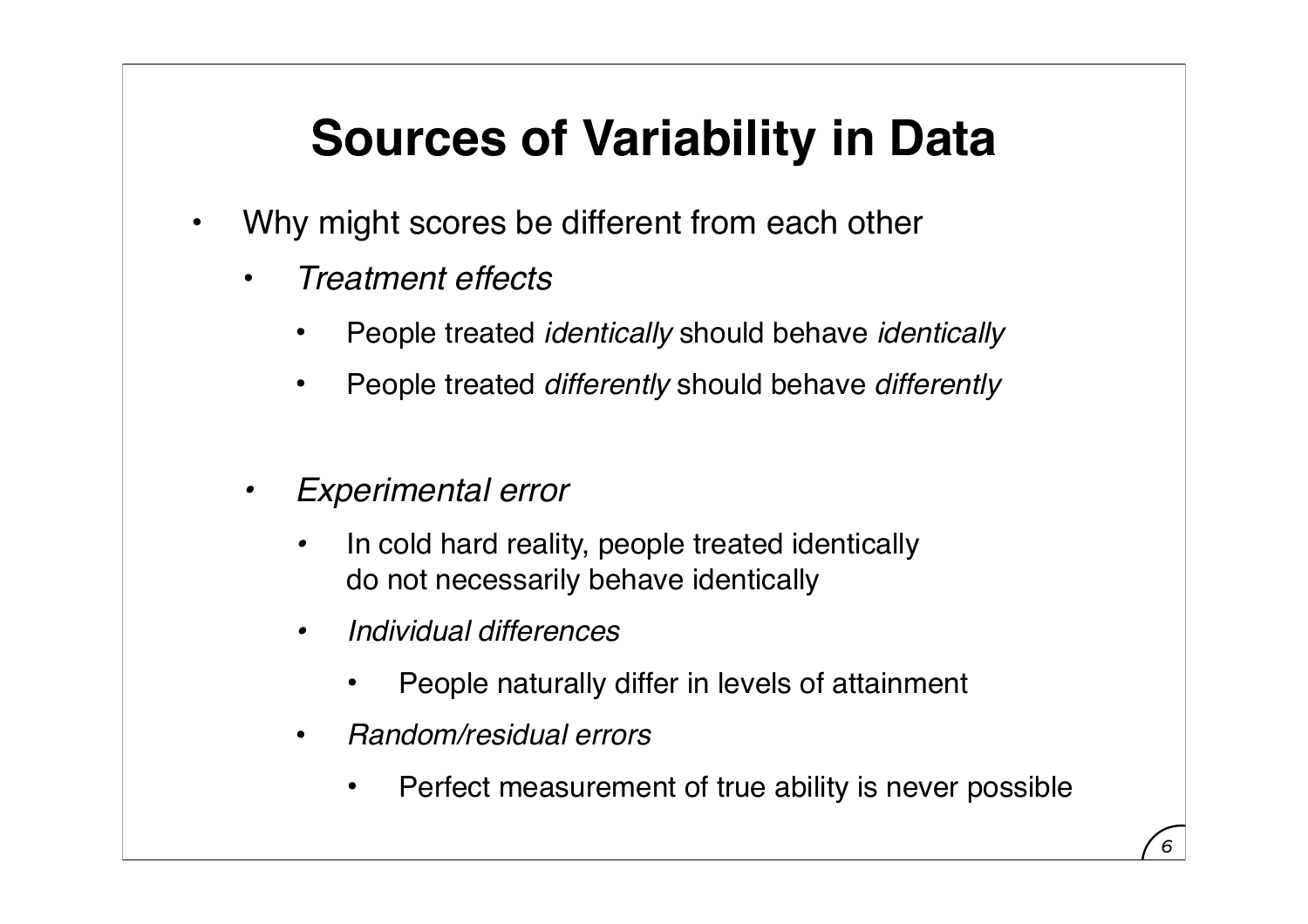# Sources of Variability in Data

- Why might scores be different from each other
  - *Treatment effects*
    - People treated *identically* should behave *identically*
    - People treated *differently* should behave *differently*
  - *Experimental error*
    - In cold hard reality, people treated identically do not necessarily behave identically
    - *Individual differences*
      - People naturally differ in levels of attainment
    - *Random/residual errors*
      - Perfect measurement of true ability is never possible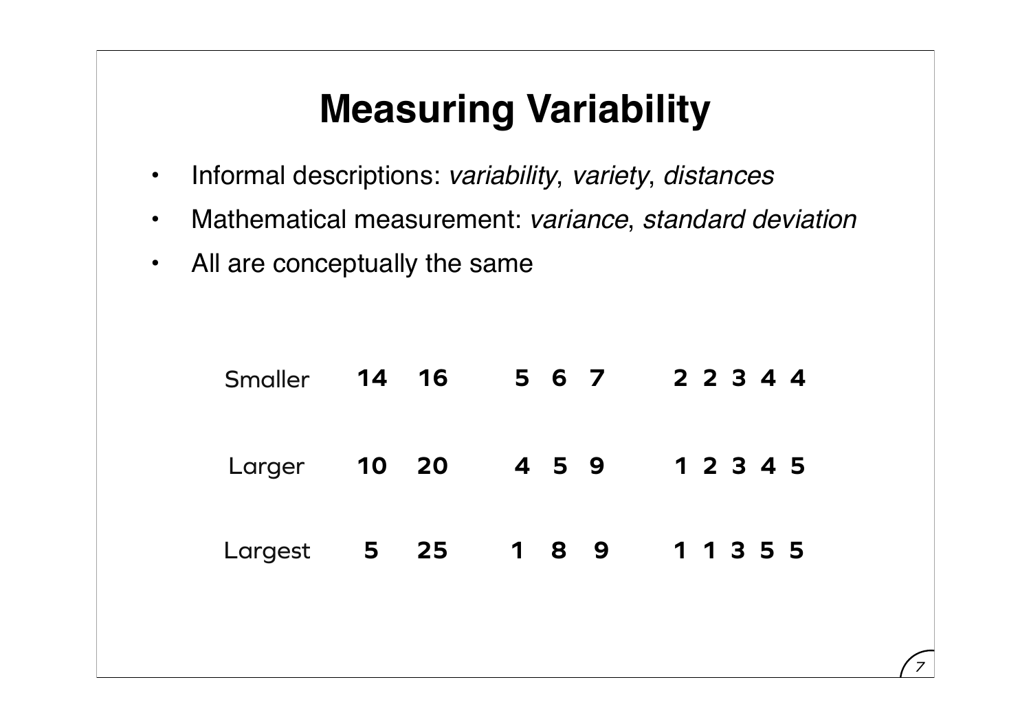# Measuring Variability

- Informal descriptions: *variability*, *variety*, *distances*
- Mathematical measurement: *variance*, *standard deviation*
- All are conceptually the same

| | | | |
|---|---|---|---|
| Smaller | **14 16** | **5 6 7** | **2 2 3 4 4** |
| Larger | **10 20** | **4 5 9** | **1 2 3 4 5** |
| Largest | **5 25** | **1 8 9** | **1 1 3 5 5** |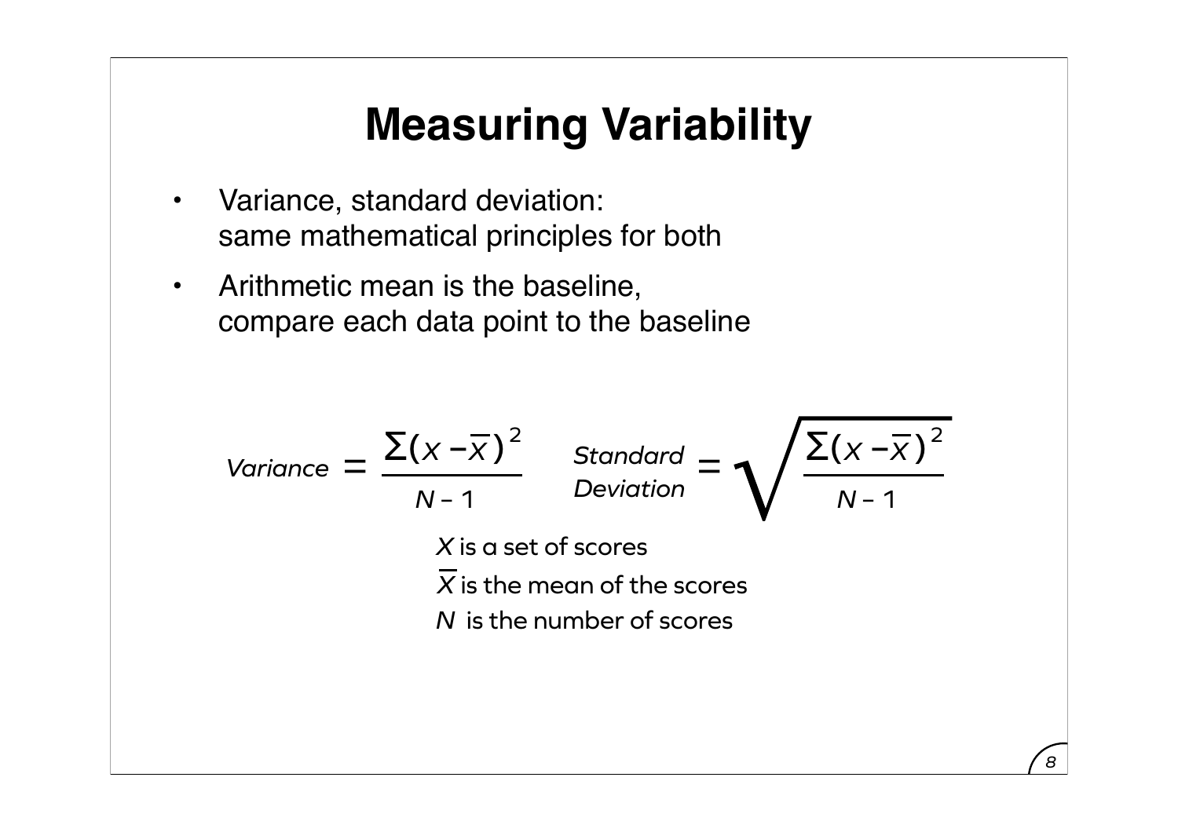# Measuring Variability

- Variance, standard deviation: same mathematical principles for both
- Arithmetic mean is the baseline, compare each data point to the baseline

$$\textit{Variance} = \frac{\Sigma(x - \overline{x})^2}{N - 1} \qquad \textit{Standard Deviation} = \sqrt{\frac{\Sigma(x - \overline{x})^2}{N - 1}}$$

$X$ is a set of scores

$\overline{X}$ is the mean of the scores

$N$ is the number of scores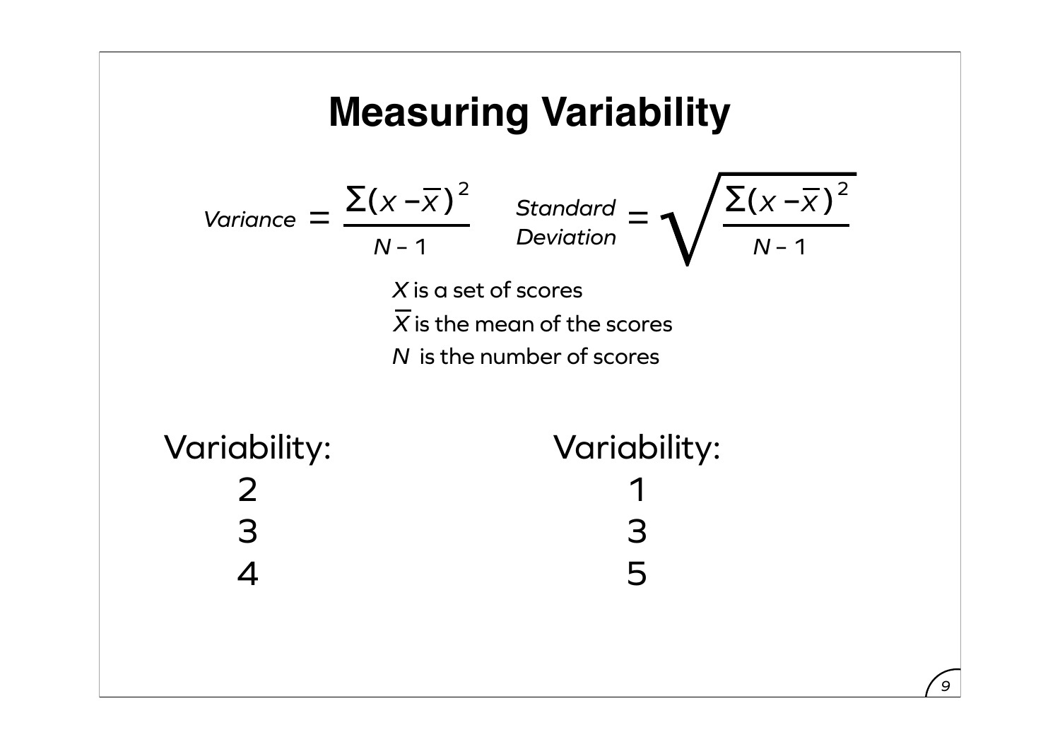# Measuring Variability

$$\text{Variance} = \frac{\Sigma(x - \overline{x})^2}{N - 1} \qquad \text{Standard Deviation} = \sqrt{\frac{\Sigma(x - \overline{x})^2}{N - 1}}$$

$X$ is a set of scores

$\overline{X}$ is the mean of the scores

$N$ is the number of scores

| Variability: | Variability: |
|---|---|
| 2 | 1 |
| 3 | 3 |
| 4 | 5 |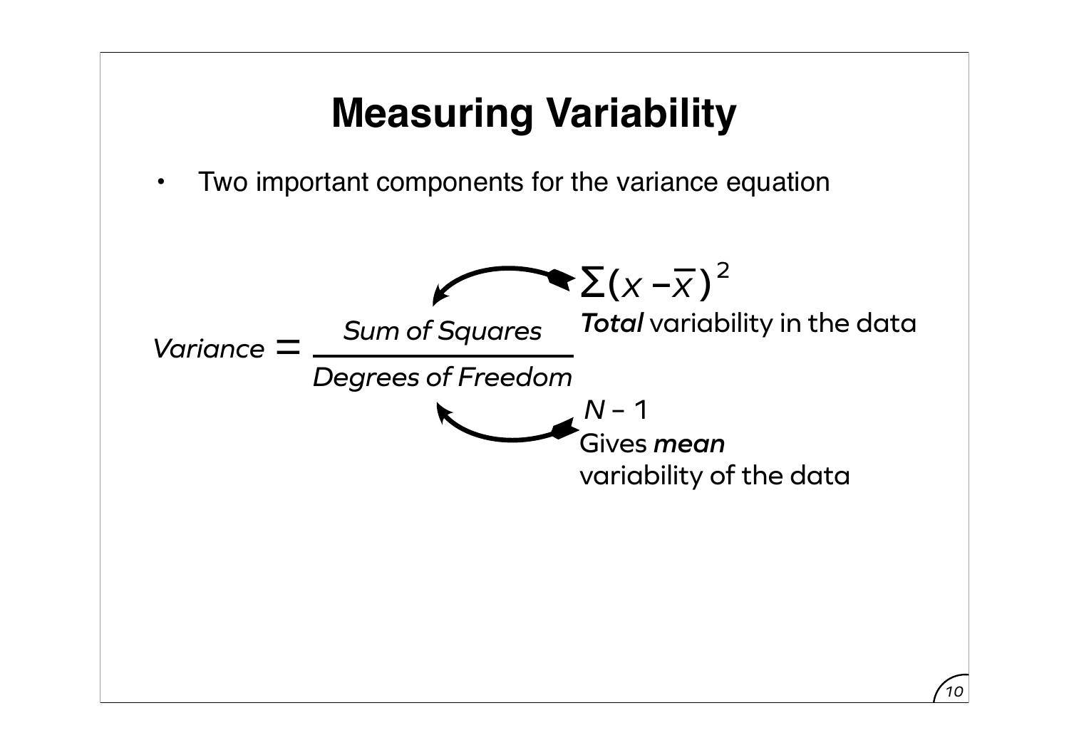# Measuring Variability

- Two important components for the variance equation

$$Variance = \frac{Sum\ of\ Squares}{Degrees\ of\ Freedom}$$

$\sum(x - \bar{x})^2$

***Total*** variability in the data

$N - 1$

Gives ***mean*** variability of the data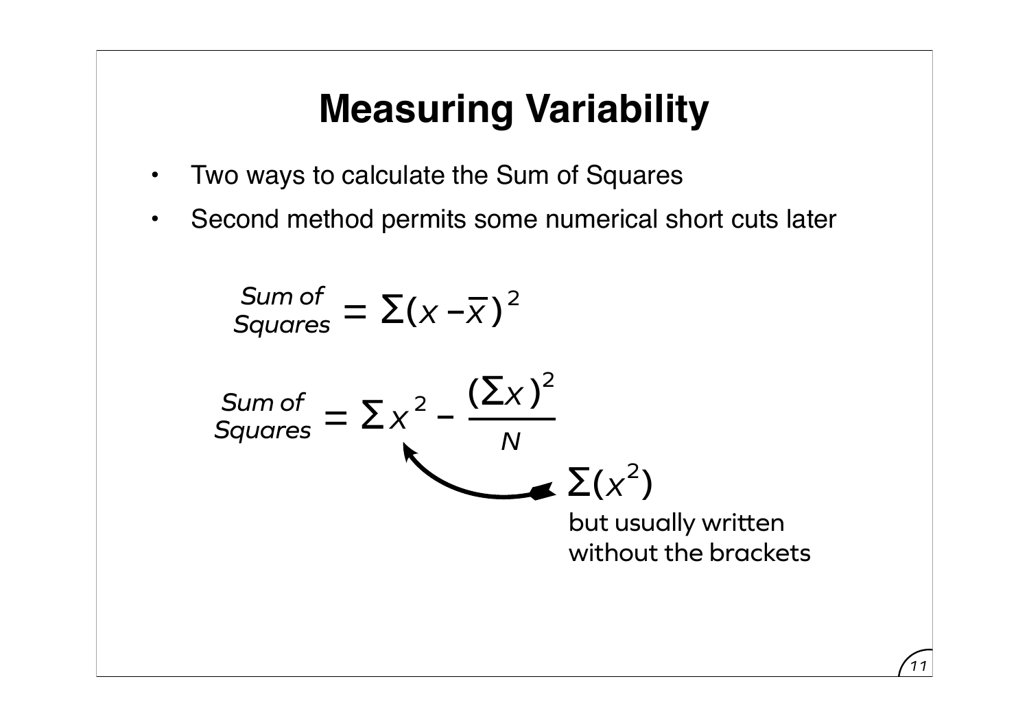# Measuring Variability

- Two ways to calculate the Sum of Squares
- Second method permits some numerical short cuts later

$$\text{Sum of Squares} = \Sigma(x - \bar{x})^2$$

$$\text{Sum of Squares} = \Sigma x^2 - \frac{(\Sigma x)^2}{N}$$

$\Sigma(x^2)$

but usually written without the brackets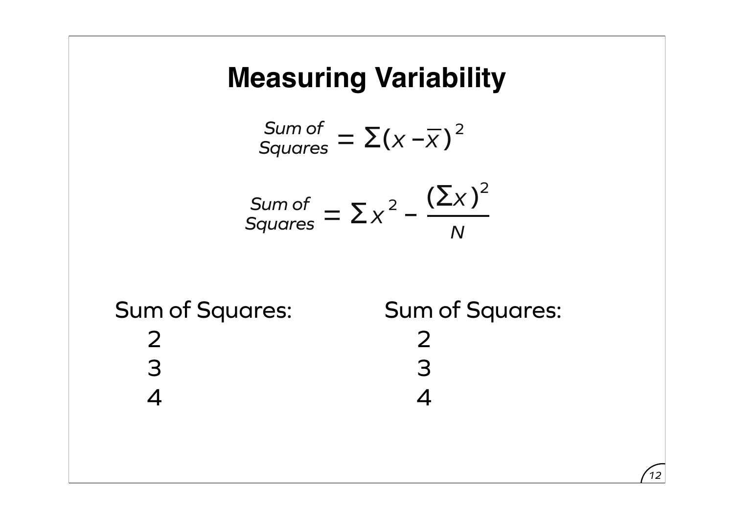# Measuring Variability

$$\text{Sum of Squares} = \Sigma(x - \bar{x})^2$$

$$\text{Sum of Squares} = \Sigma x^2 - \frac{(\Sigma x)^2}{N}$$

Sum of Squares:

2
3
4

Sum of Squares:

2
3
4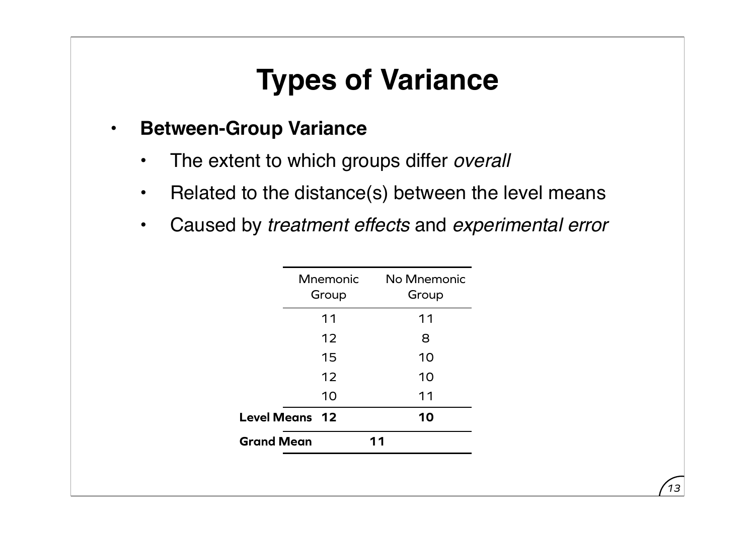# Types of Variance

- **Between-Group Variance**
  - The extent to which groups differ *overall*
  - Related to the distance(s) between the level means
  - Caused by *treatment effects* and *experimental error*

| | Mnemonic Group | No Mnemonic Group |
|---|---|---|
| | 11 | 11 |
| | 12 | 8 |
| | 15 | 10 |
| | 12 | 10 |
| | 10 | 11 |
| **Level Means** | **12** | **10** |
| **Grand Mean** | **11** | |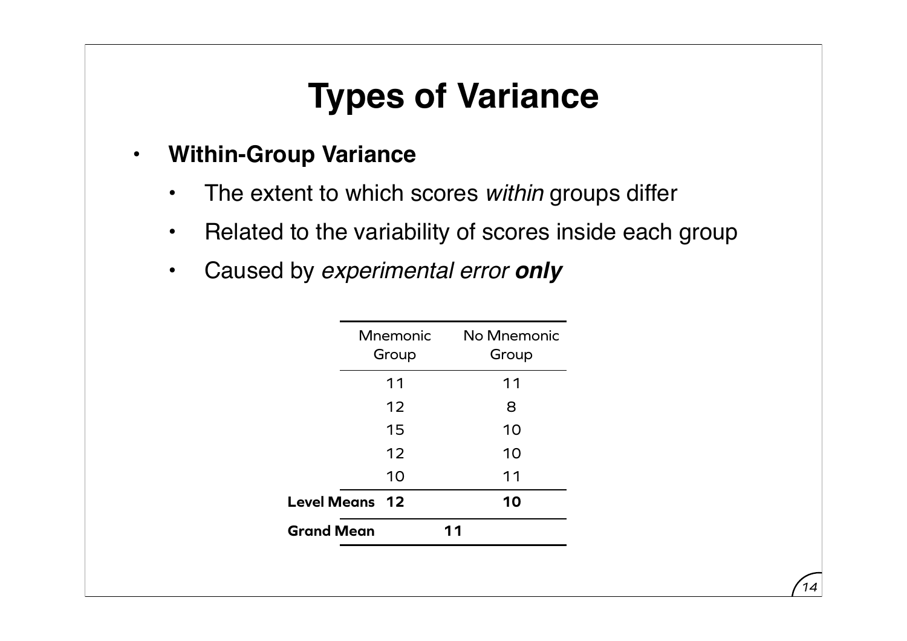# Types of Variance

- **Within-Group Variance**
  - The extent to which scores *within* groups differ
  - Related to the variability of scores inside each group
  - Caused by *experimental error* ***only***

| | Mnemonic Group | No Mnemonic Group |
|---|---|---|
| | 11 | 11 |
| | 12 | 8 |
| | 15 | 10 |
| | 12 | 10 |
| | 10 | 11 |
| **Level Means** | **12** | **10** |
| **Grand Mean** | **11** | |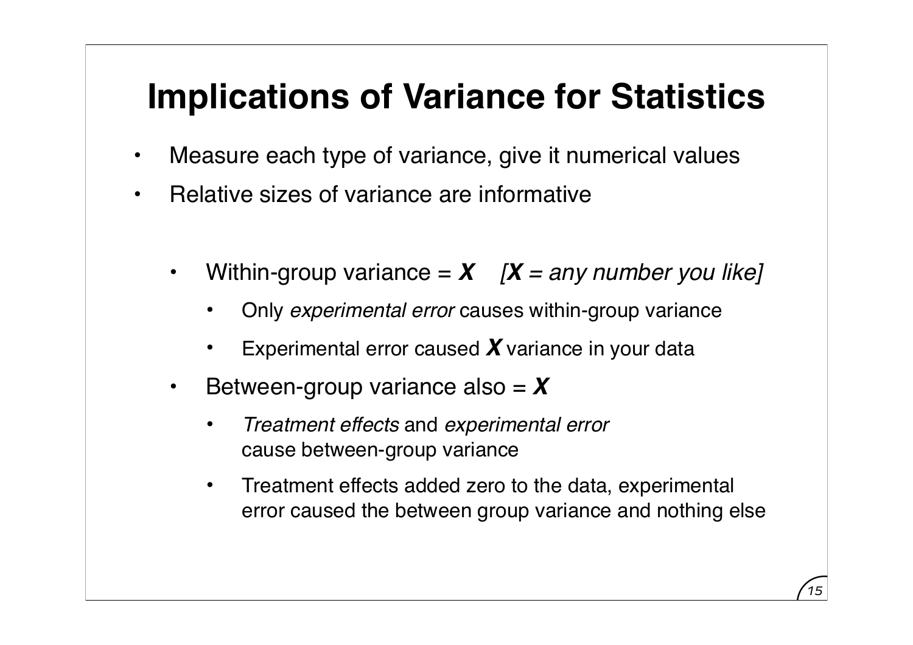# Implications of Variance for Statistics

- Measure each type of variance, give it numerical values
- Relative sizes of variance are informative

  - Within-group variance = ***X*** *[**X** = any number you like]*
    - Only *experimental error* causes within-group variance
    - Experimental error caused ***X*** variance in your data
  - Between-group variance also = ***X***
    - *Treatment effects* and *experimental error* cause between-group variance
    - Treatment effects added zero to the data, experimental error caused the between group variance and nothing else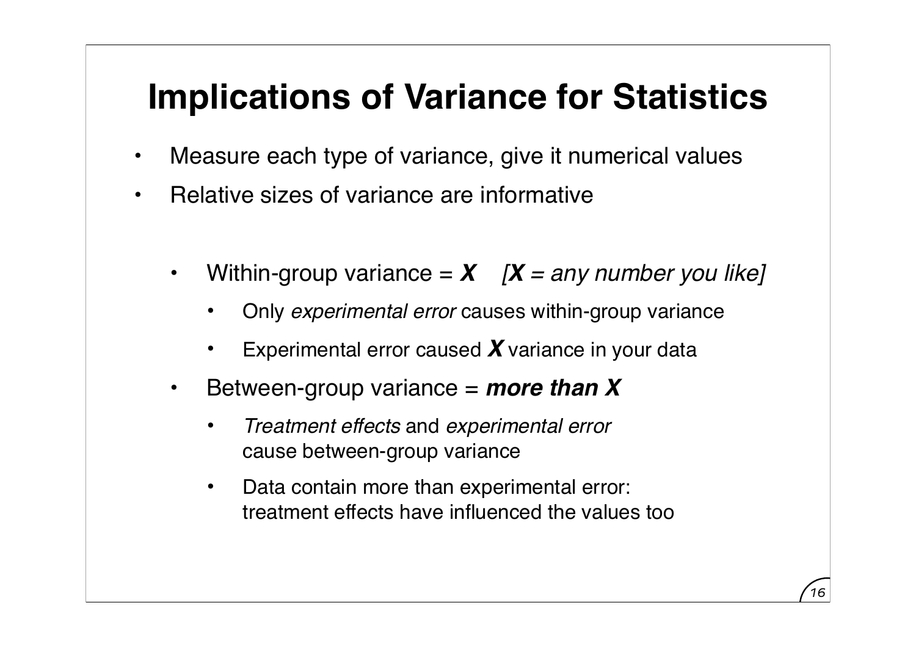# Implications of Variance for Statistics

- Measure each type of variance, give it numerical values
- Relative sizes of variance are informative

  - Within-group variance = ***X*** *[**X** = any number you like]*
    - Only *experimental error* causes within-group variance
    - Experimental error caused ***X*** variance in your data
  - Between-group variance = ***more than X***
    - *Treatment effects* and *experimental error* cause between-group variance
    - Data contain more than experimental error: treatment effects have influenced the values too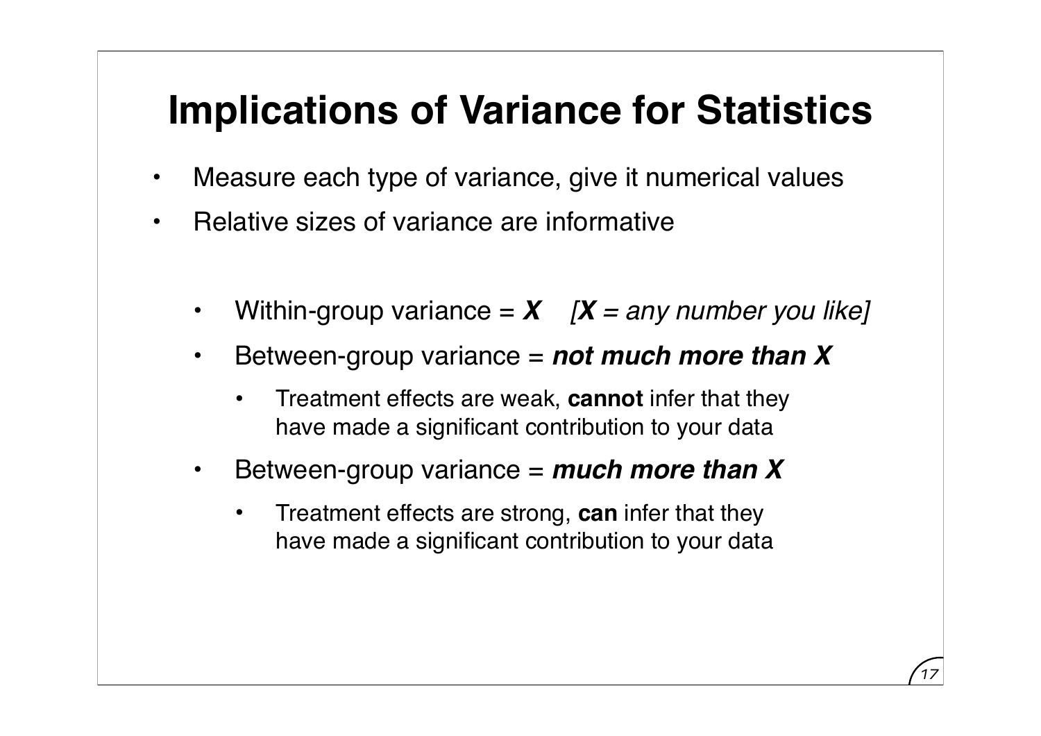# Implications of Variance for Statistics

- Measure each type of variance, give it numerical values
- Relative sizes of variance are informative
  - Within-group variance = ***X*** *[**X** = any number you like]*
  - Between-group variance = ***not much more than X***
    - Treatment effects are weak, **cannot** infer that they have made a significant contribution to your data
  - Between-group variance = ***much more than X***
    - Treatment effects are strong, **can** infer that they have made a significant contribution to your data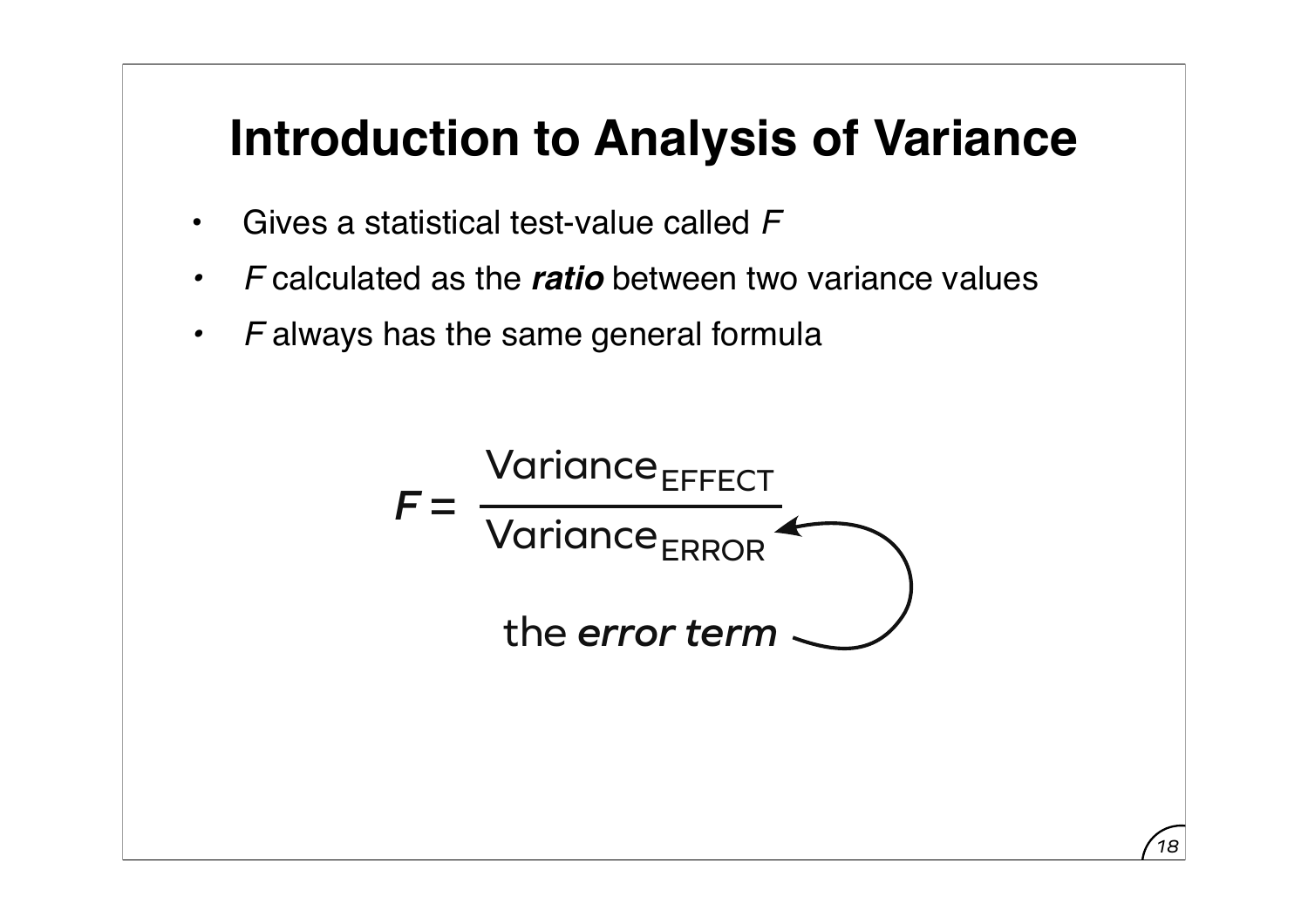# Introduction to Analysis of Variance

- Gives a statistical test-value called *F*
- *F* calculated as the ***ratio*** between two variance values
- *F* always has the same general formula

$$F = \frac{\text{Variance}_{\text{EFFECT}}}{\text{Variance}_{\text{ERROR}}}$$

the ***error term***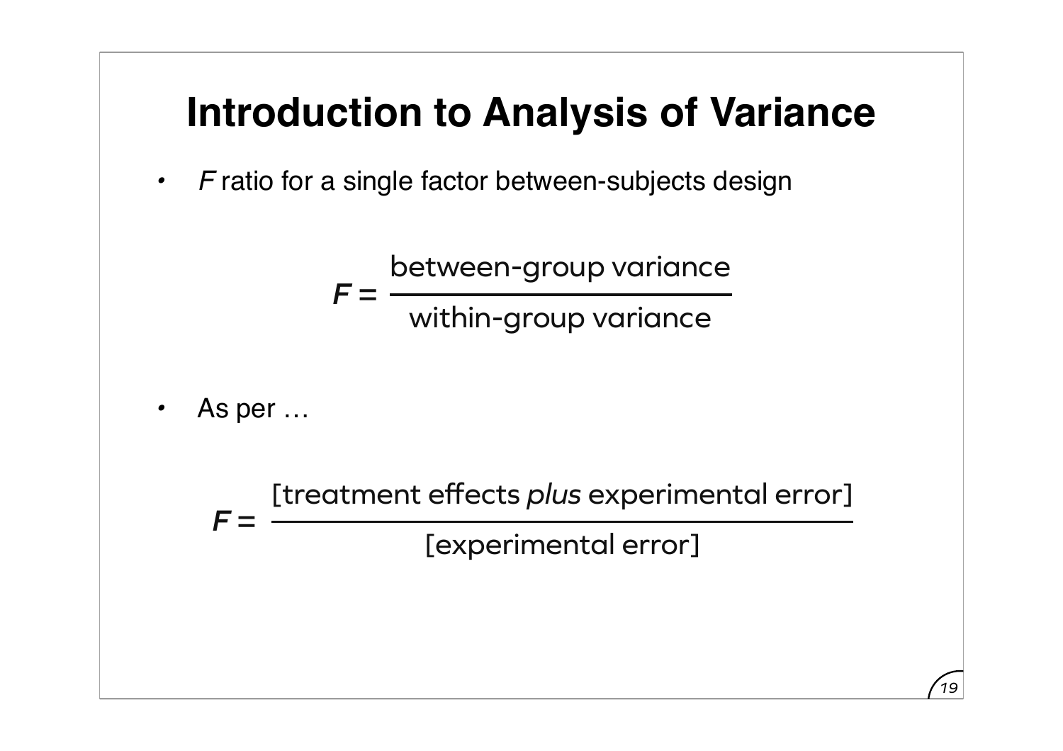# Introduction to Analysis of Variance

- $F$ ratio for a single factor between-subjects design

$$F = \frac{\text{between-group variance}}{\text{within-group variance}}$$

- As per …

$$F = \frac{[\text{treatment effects } \textit{plus} \text{ experimental error}]}{[\text{experimental error}]}$$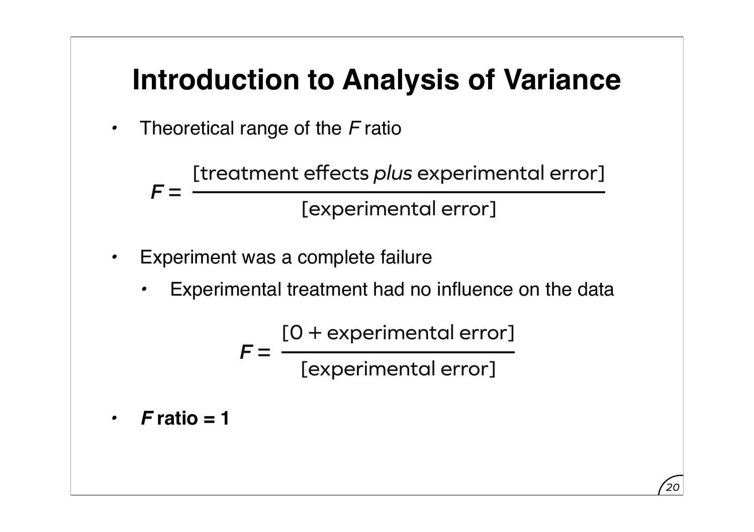# Introduction to Analysis of Variance

- Theoretical range of the *F* ratio

$$F = \frac{\text{[treatment effects } \textit{plus} \text{ experimental error]}}{\text{[experimental error]}}$$

- Experiment was a complete failure
  - Experimental treatment had no influence on the data

$$F = \frac{[0 + \text{experimental error}]}{\text{[experimental error]}}$$

- ***F* ratio = 1**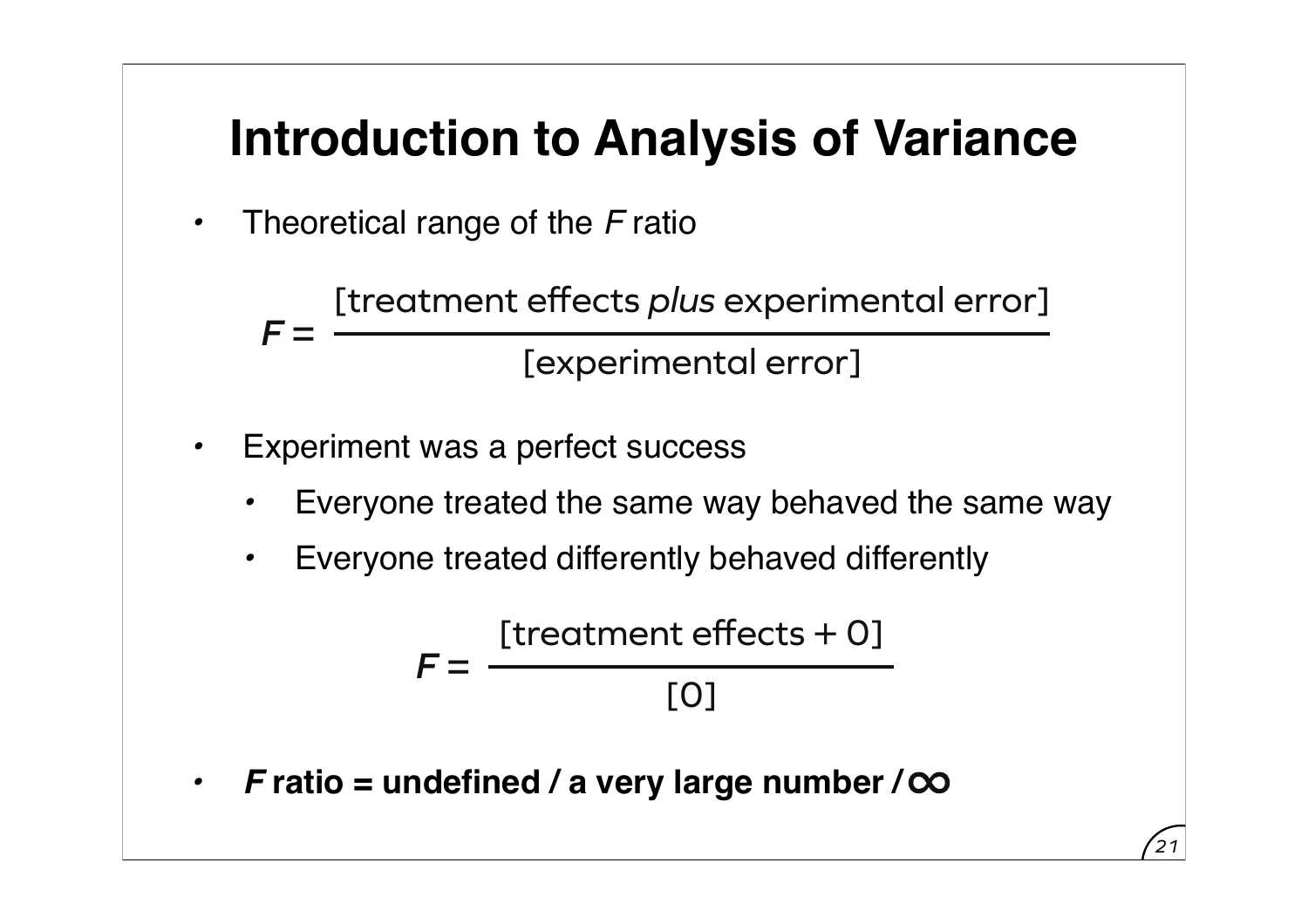# Introduction to Analysis of Variance

- Theoretical range of the *F* ratio

$$F = \frac{\text{[treatment effects } \textit{plus} \text{ experimental error]}}{\text{[experimental error]}}$$

- Experiment was a perfect success
  - Everyone treated the same way behaved the same way
  - Everyone treated differently behaved differently

$$F = \frac{\text{[treatment effects + 0]}}{\text{[0]}}$$

- ***F* ratio = undefined / a very large number / ∞**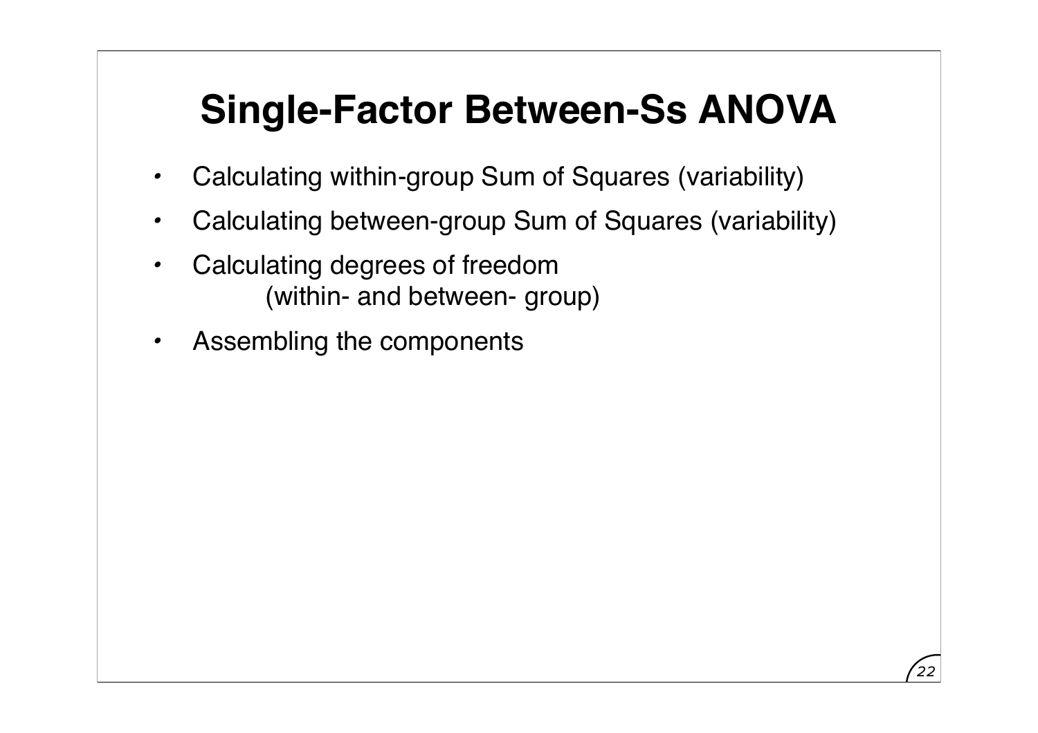# Single-Factor Between-Ss ANOVA

- Calculating within-group Sum of Squares (variability)
- Calculating between-group Sum of Squares (variability)
- Calculating degrees of freedom
  (within- and between- group)
- Assembling the components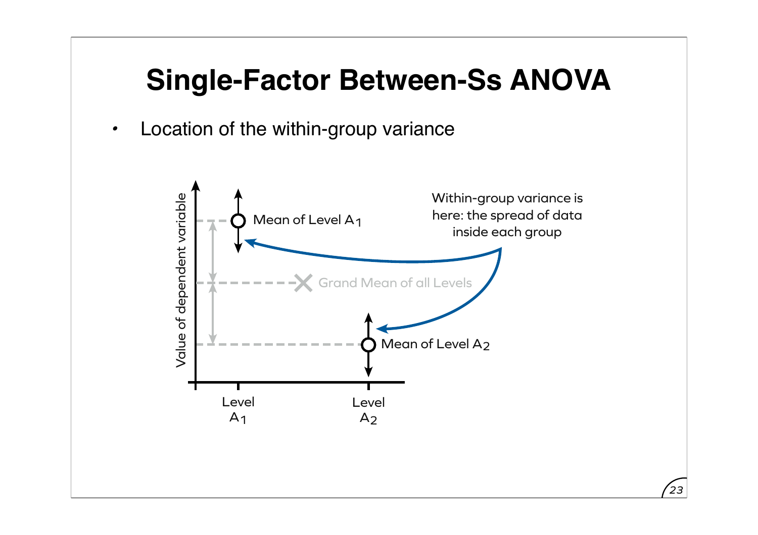# Single-Factor Between-Ss ANOVA

- Location of the within-group variance

Value of dependent variable

Mean of Level $A_1$

Grand Mean of all Levels

Mean of Level $A_2$

Within-group variance is here: the spread of data inside each group

Level $A_1$

Level $A_2$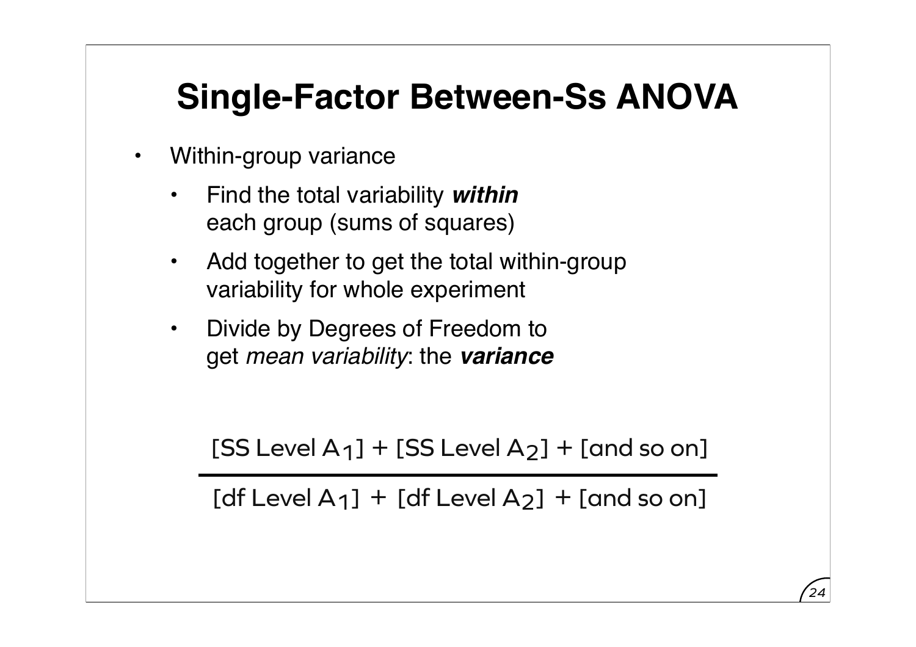# Single-Factor Between-Ss ANOVA

- Within-group variance
    - Find the total variability ***within*** each group (sums of squares)
    - Add together to get the total within-group variability for whole experiment
    - Divide by Degrees of Freedom to get *mean variability*: the ***variance***

$$\frac{[\text{SS Level } A_1] + [\text{SS Level } A_2] + [\text{and so on}]}{[\text{df Level } A_1] + [\text{df Level } A_2] + [\text{and so on}]}$$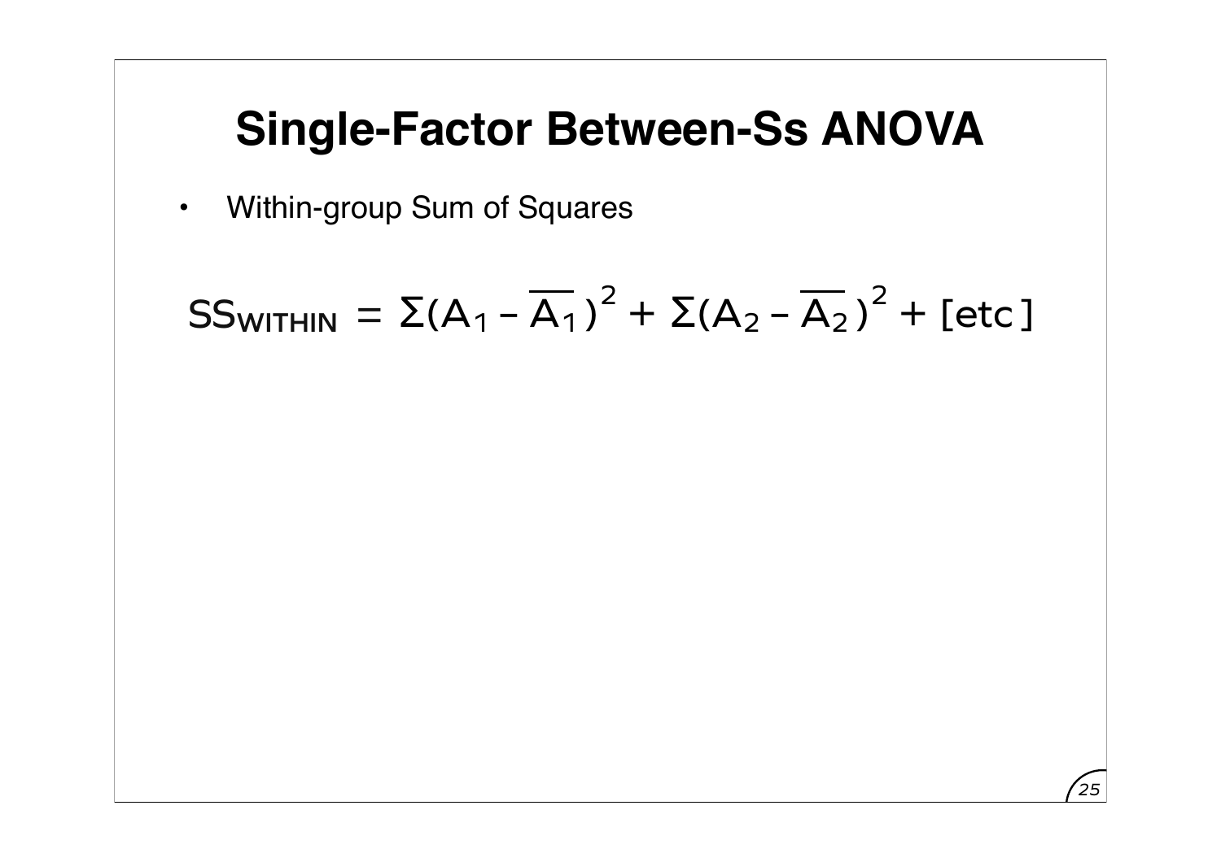# Single-Factor Between-Ss ANOVA

- Within-group Sum of Squares

$$SS_{WITHIN} = \Sigma(A_1 - \overline{A_1})^2 + \Sigma(A_2 - \overline{A_2})^2 + [etc]$$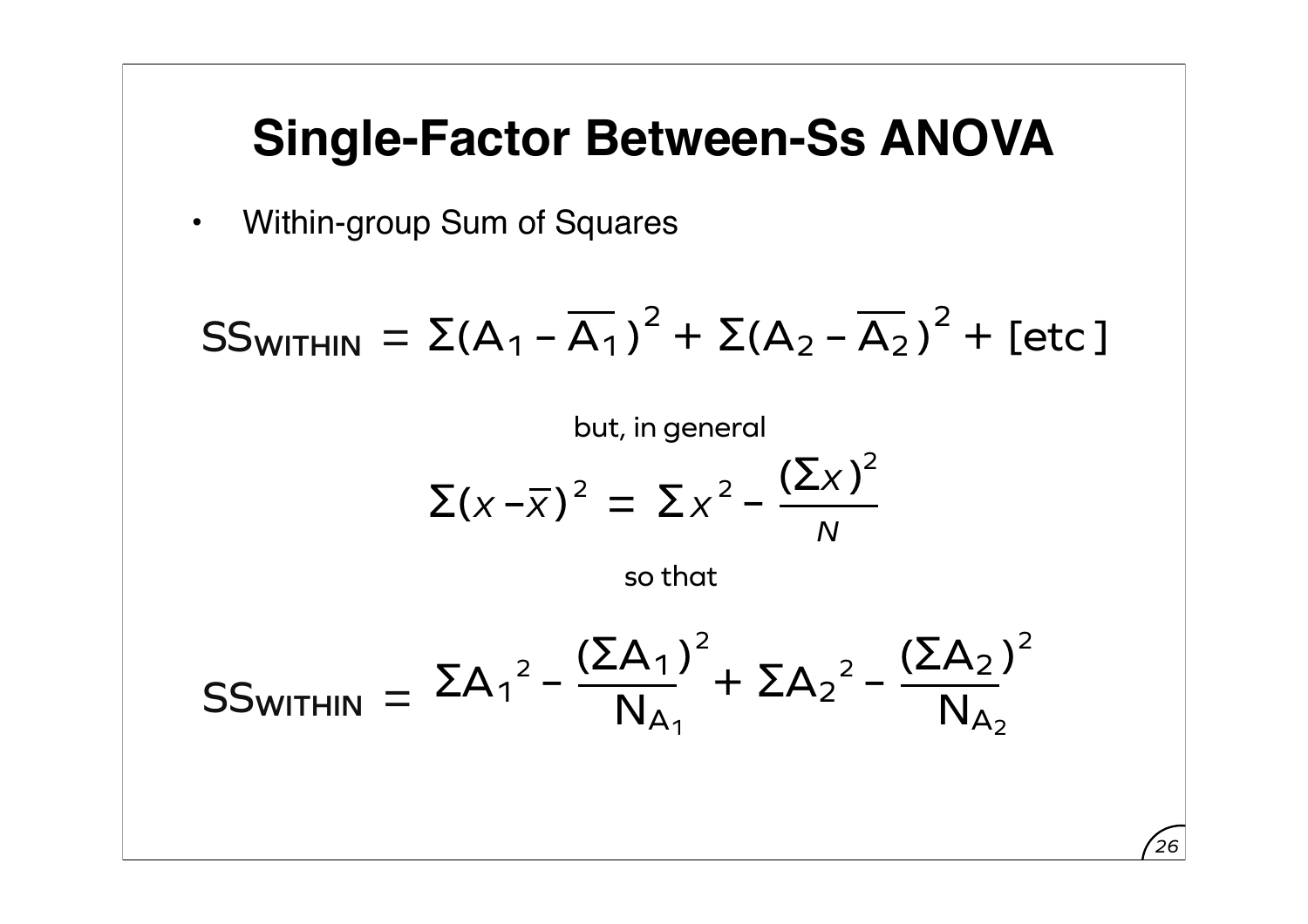# Single-Factor Between-Ss ANOVA

- Within-group Sum of Squares

$$SS_{WITHIN} = \Sigma(A_1 - \overline{A_1})^2 + \Sigma(A_2 - \overline{A_2})^2 + [etc]$$

but, in general

$$\Sigma(x - \overline{x})^2 = \Sigma x^2 - \frac{(\Sigma x)^2}{N}$$

so that

$$SS_{WITHIN} = \Sigma A_1^2 - \frac{(\Sigma A_1)^2}{N_{A_1}} + \Sigma A_2^2 - \frac{(\Sigma A_2)^2}{N_{A_2}}$$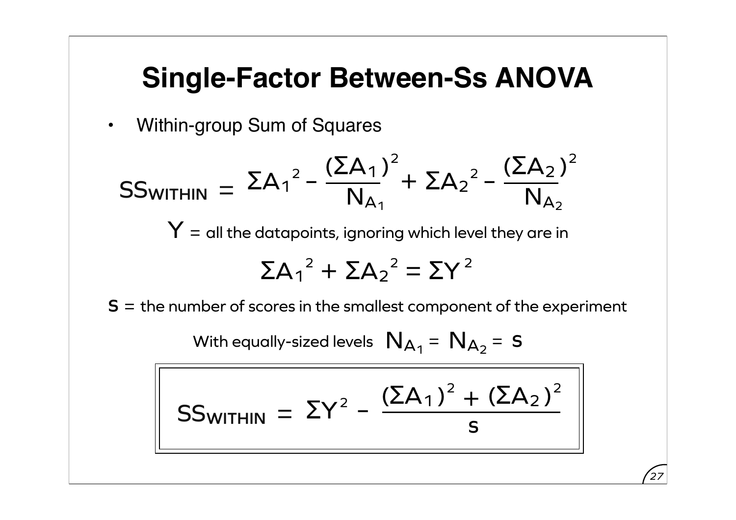# Single-Factor Between-Ss ANOVA

- Within-group Sum of Squares

$$SS_{WITHIN} = \Sigma A_1^{\,2} - \frac{(\Sigma A_1)^2}{N_{A_1}} + \Sigma A_2^{\,2} - \frac{(\Sigma A_2)^2}{N_{A_2}}$$

$Y$ = all the datapoints, ignoring which level they are in

$$\Sigma A_1^{\,2} + \Sigma A_2^{\,2} = \Sigma Y^2$$

**s** = the number of scores in the smallest component of the experiment

With equally-sized levels $N_{A_1} = N_{A_2} = s$

$$SS_{WITHIN} = \Sigma Y^2 - \frac{(\Sigma A_1)^2 + (\Sigma A_2)^2}{s}$$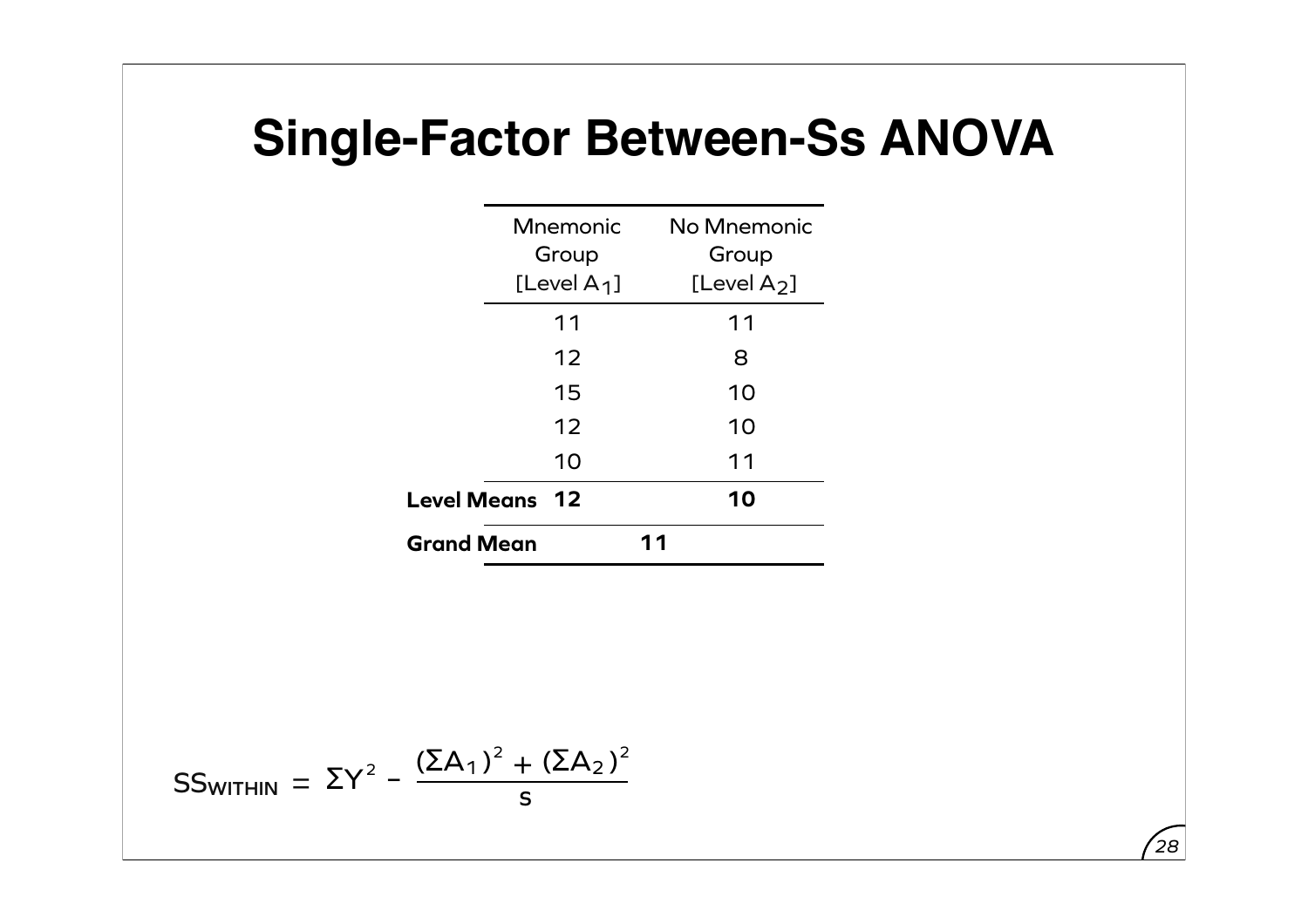# Single-Factor Between-Ss ANOVA

| | Mnemonic Group [Level $A_1$] | No Mnemonic Group [Level $A_2$] |
|---|---|---|
| | 11 | 11 |
| | 12 | 8 |
| | 15 | 10 |
| | 12 | 10 |
| | 10 | 11 |
| **Level Means** | **12** | **10** |
| **Grand Mean** | **11** | |

$$SS_{WITHIN} = \Sigma Y^2 - \frac{(\Sigma A_1)^2 + (\Sigma A_2)^2}{s}$$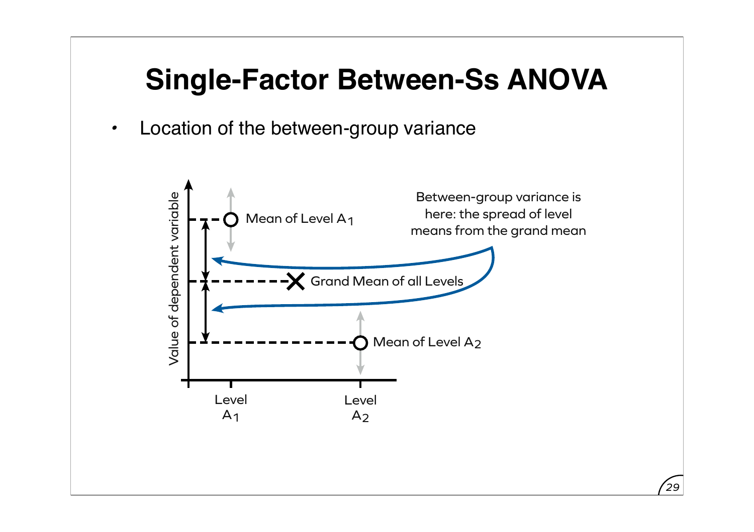# Single-Factor Between-Ss ANOVA

- Location of the between-group variance

Between-group variance is here: the spread of level means from the grand mean

Mean of Level $A_1$

Grand Mean of all Levels

Mean of Level $A_2$

Value of dependent variable

Level $A_1$

Level $A_2$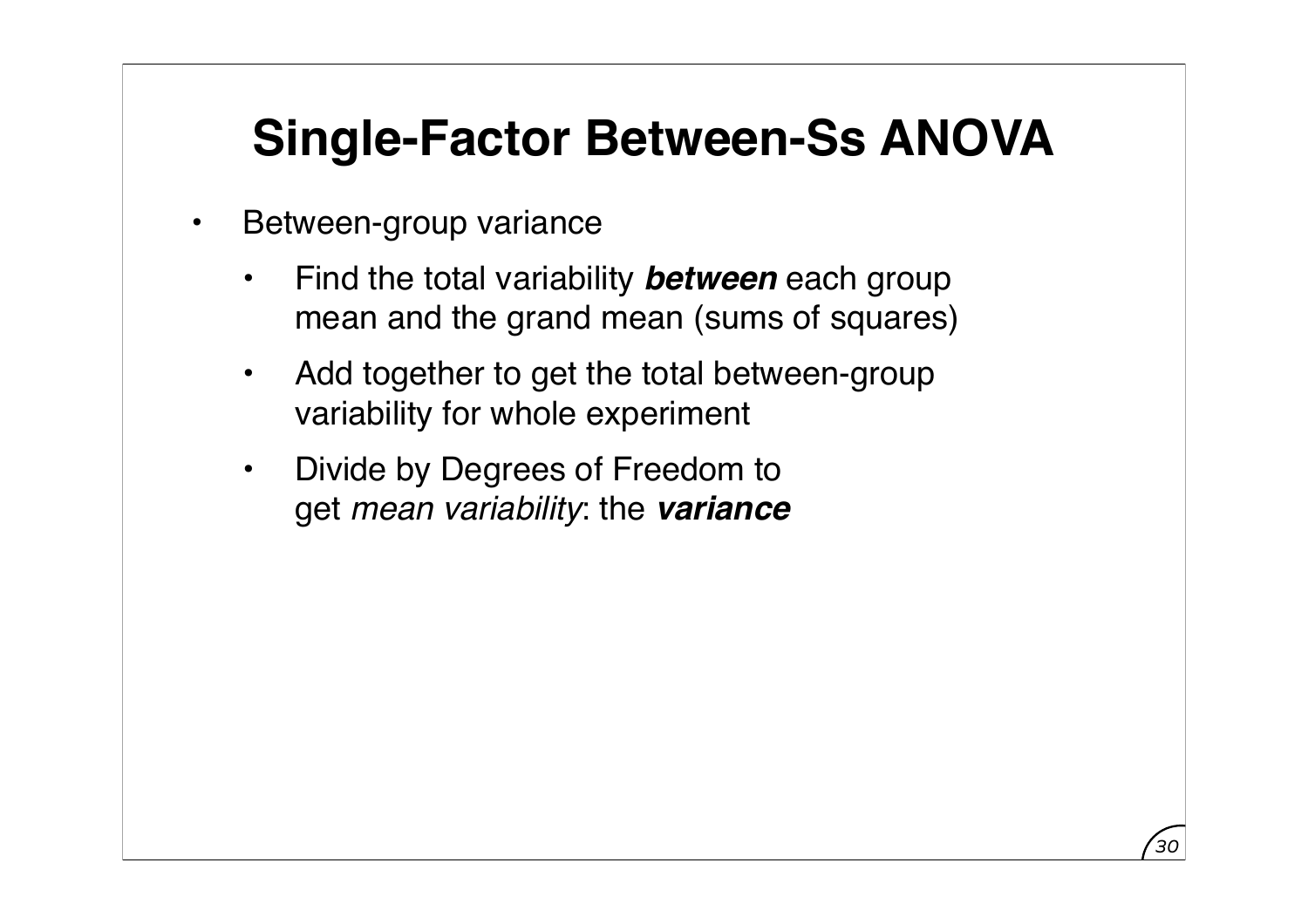# Single-Factor Between-Ss ANOVA

- Between-group variance
  - Find the total variability ***between*** each group mean and the grand mean (sums of squares)
  - Add together to get the total between-group variability for whole experiment
  - Divide by Degrees of Freedom to get *mean variability*: the ***variance***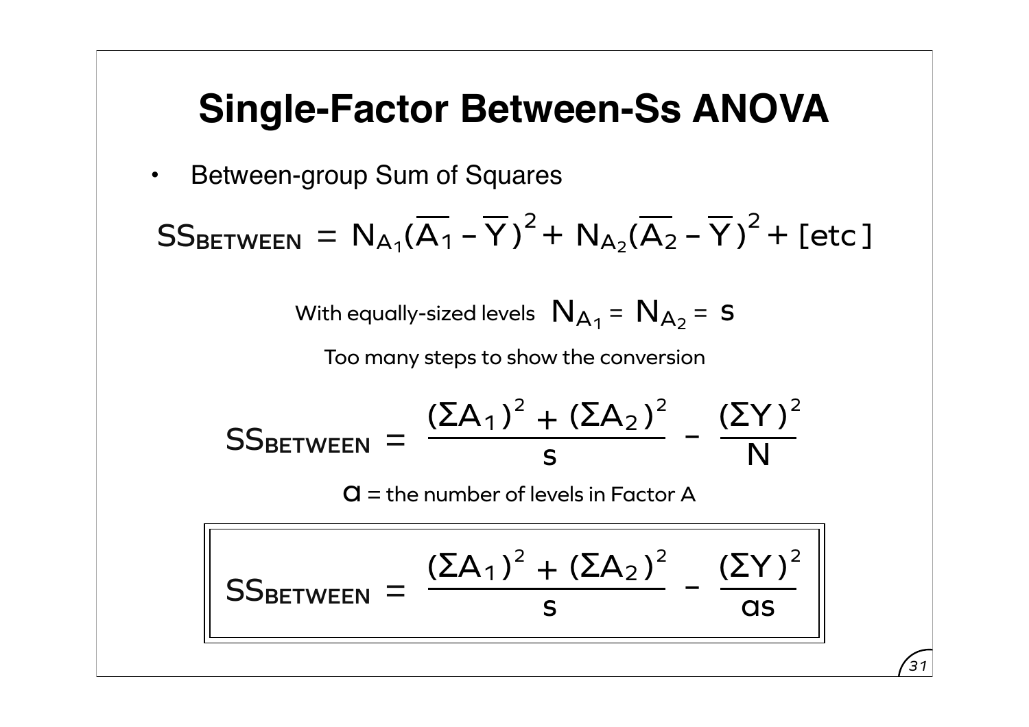# Single-Factor Between-Ss ANOVA

- Between-group Sum of Squares

$$SS_{BETWEEN} = N_{A_1}(\overline{A_1} - \overline{Y})^2 + N_{A_2}(\overline{A_2} - \overline{Y})^2 + [etc]$$

With equally-sized levels $N_{A_1} = N_{A_2} = s$

Too many steps to show the conversion

$$SS_{BETWEEN} = \frac{(\Sigma A_1)^2 + (\Sigma A_2)^2}{s} - \frac{(\Sigma Y)^2}{N}$$

$a$ = the number of levels in Factor A

$$SS_{BETWEEN} = \frac{(\Sigma A_1)^2 + (\Sigma A_2)^2}{s} - \frac{(\Sigma Y)^2}{as}$$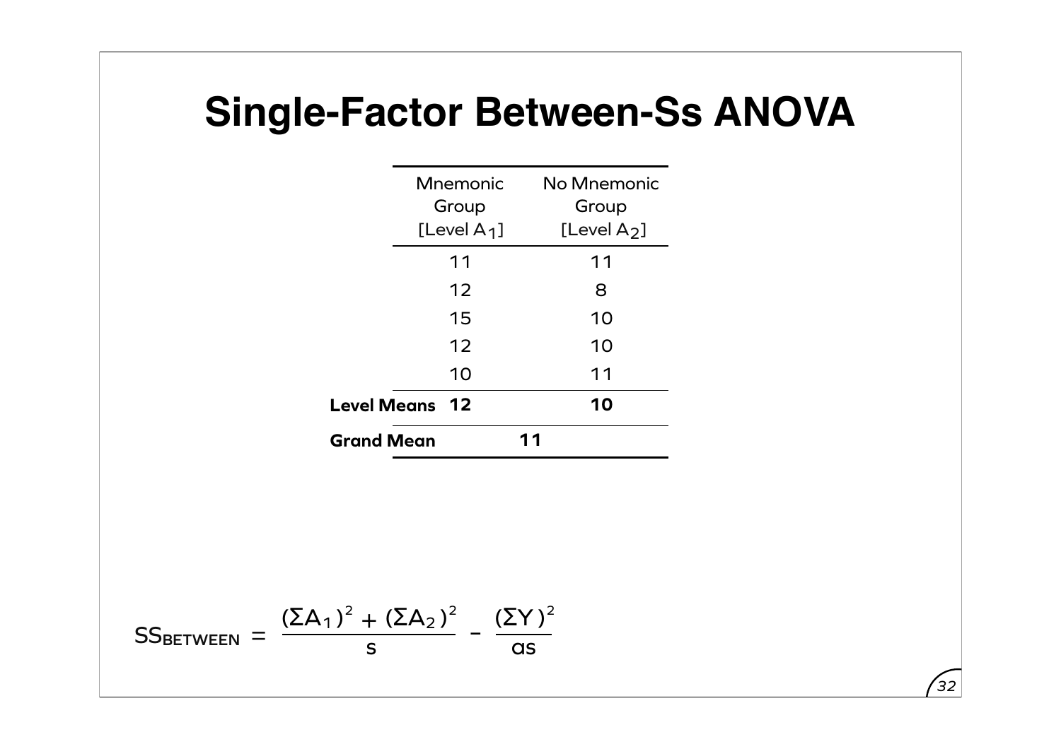# Single-Factor Between-Ss ANOVA

| | Mnemonic Group [Level $A_1$] | No Mnemonic Group [Level $A_2$] |
|---|---|---|
| | 11 | 11 |
| | 12 | 8 |
| | 15 | 10 |
| | 12 | 10 |
| | 10 | 11 |
| **Level Means** | **12** | **10** |
| **Grand Mean** | **11** | |

$$SS_{BETWEEN} = \frac{(\Sigma A_1)^2 + (\Sigma A_2)^2}{s} - \frac{(\Sigma Y)^2}{as}$$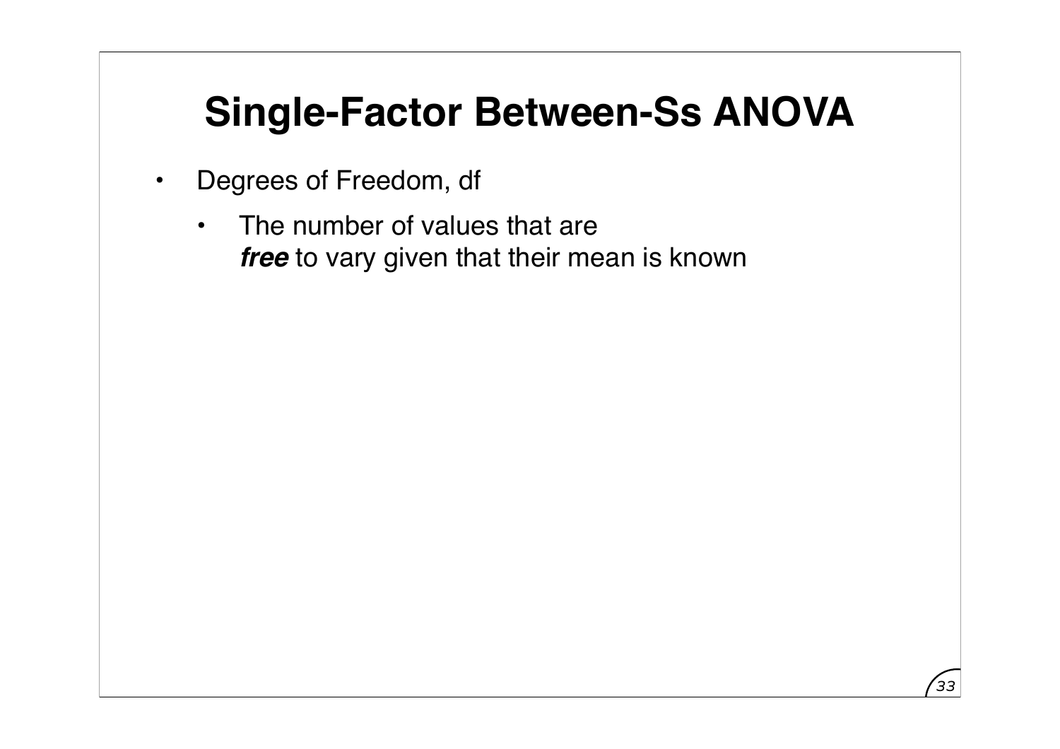# Single-Factor Between-Ss ANOVA

- Degrees of Freedom, df
  - The number of values that are ***free*** to vary given that their mean is known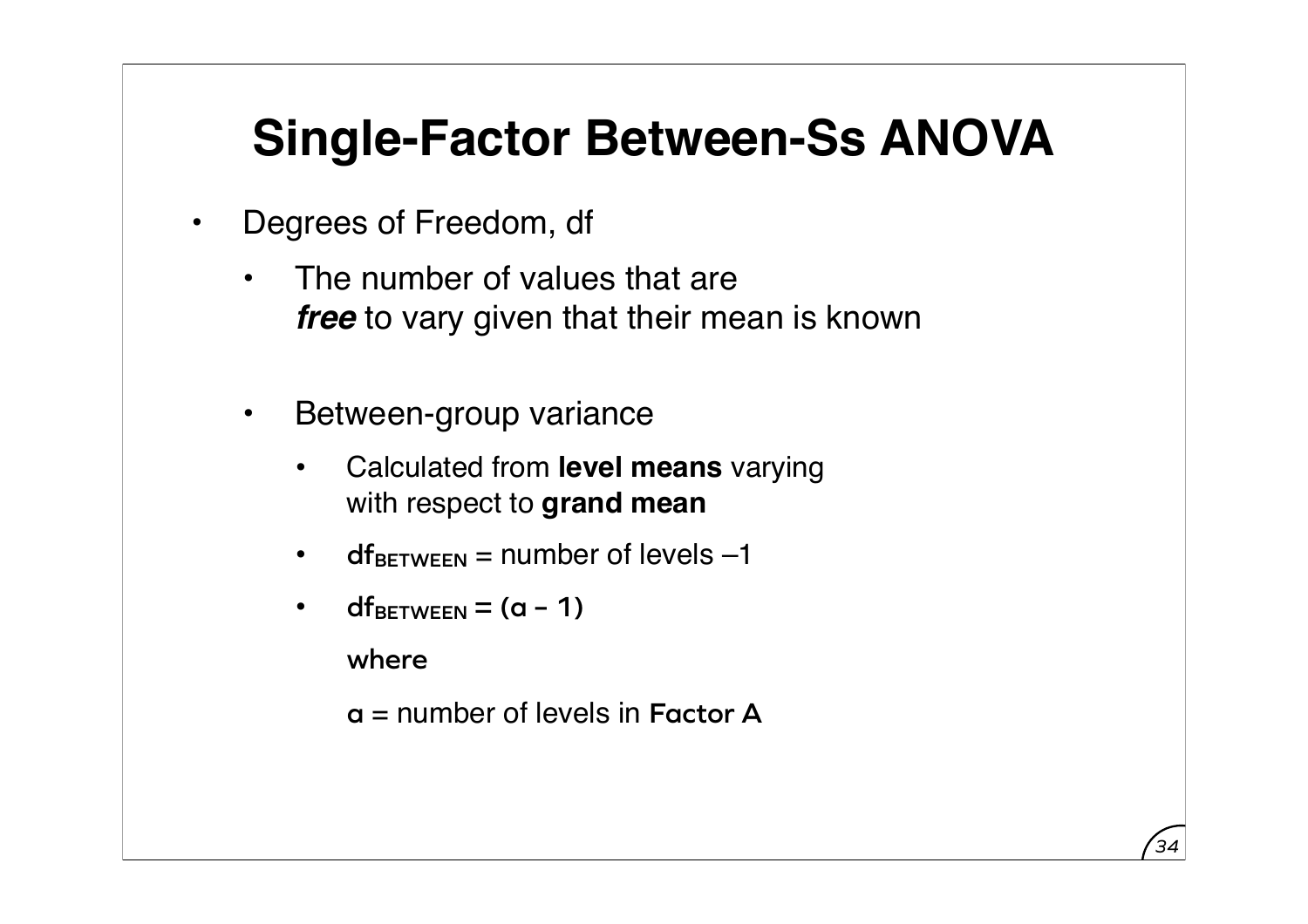# Single-Factor Between-Ss ANOVA

- Degrees of Freedom, df
  - The number of values that are ***free*** to vary given that their mean is known
  - Between-group variance
    - Calculated from **level means** varying with respect to **grand mean**
    - $df_{BETWEEN}$ = number of levels –1
    - $df_{BETWEEN} = (a - 1)$

      where

      $a$ = number of levels in Factor A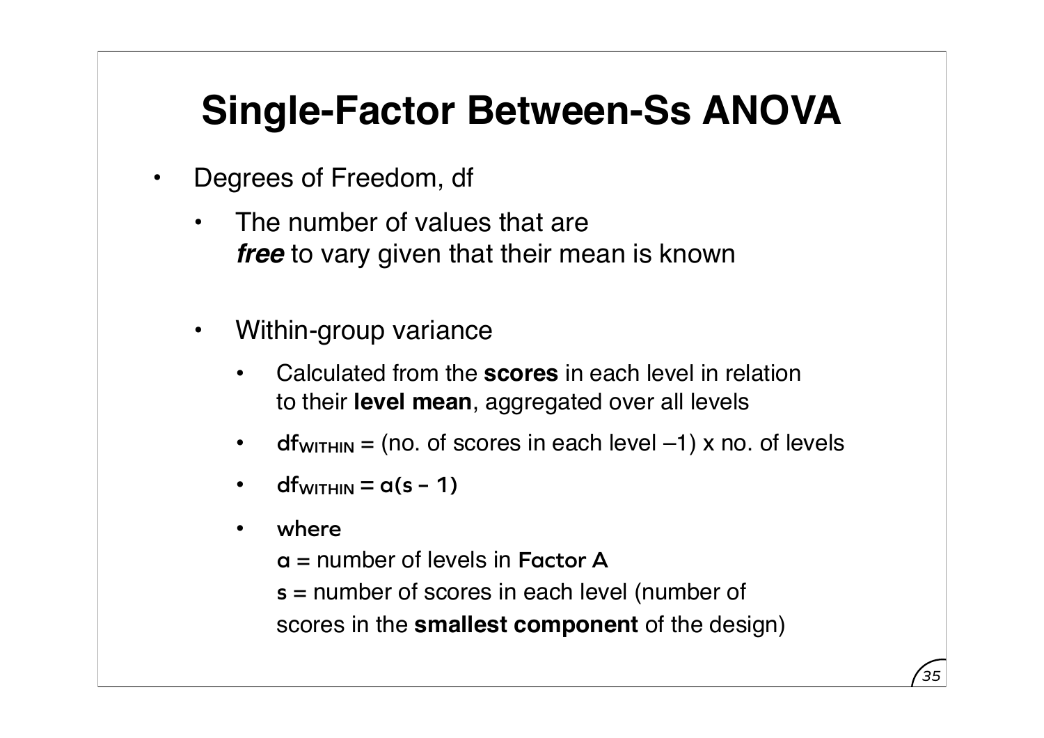# Single-Factor Between-Ss ANOVA

- Degrees of Freedom, df
  - The number of values that are ***free*** to vary given that their mean is known
  - Within-group variance
    - Calculated from the **scores** in each level in relation to their **level mean**, aggregated over all levels
    - $df_{WITHIN}$ = (no. of scores in each level –1) x no. of levels
    - $df_{WITHIN} = a(s - 1)$
    - where

      $a$ = number of levels in Factor A

      $s$ = number of scores in each level (number of scores in the **smallest component** of the design)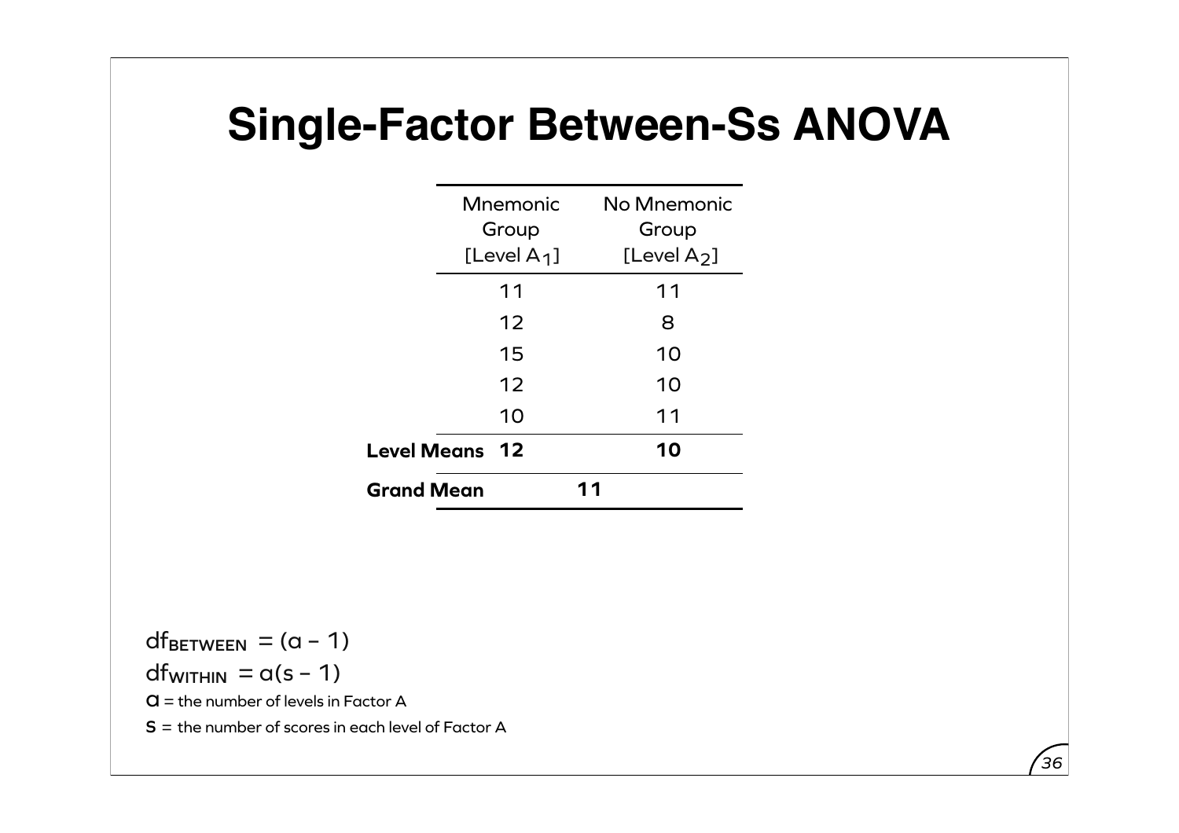# Single-Factor Between-Ss ANOVA

| | Mnemonic Group [Level $A_1$] | No Mnemonic Group [Level $A_2$] |
|---|---|---|
| | 11 | 11 |
| | 12 | 8 |
| | 15 | 10 |
| | 12 | 10 |
| | 10 | 11 |
| **Level Means** | **12** | **10** |
| **Grand Mean** | **11** | |

$df_{BETWEEN} = (a - 1)$

$df_{WITHIN} = a(s - 1)$

$a$ = the number of levels in Factor A

$s$ = the number of scores in each level of Factor A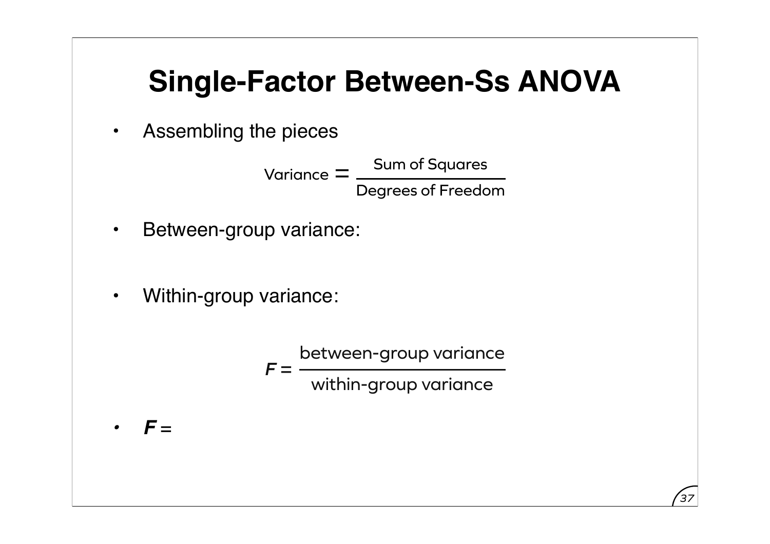# Single-Factor Between-Ss ANOVA

- Assembling the pieces

$$\text{Variance} = \frac{\text{Sum of Squares}}{\text{Degrees of Freedom}}$$

- Between-group variance:

- Within-group variance:

$$F = \frac{\text{between-group variance}}{\text{within-group variance}}$$

- $F =$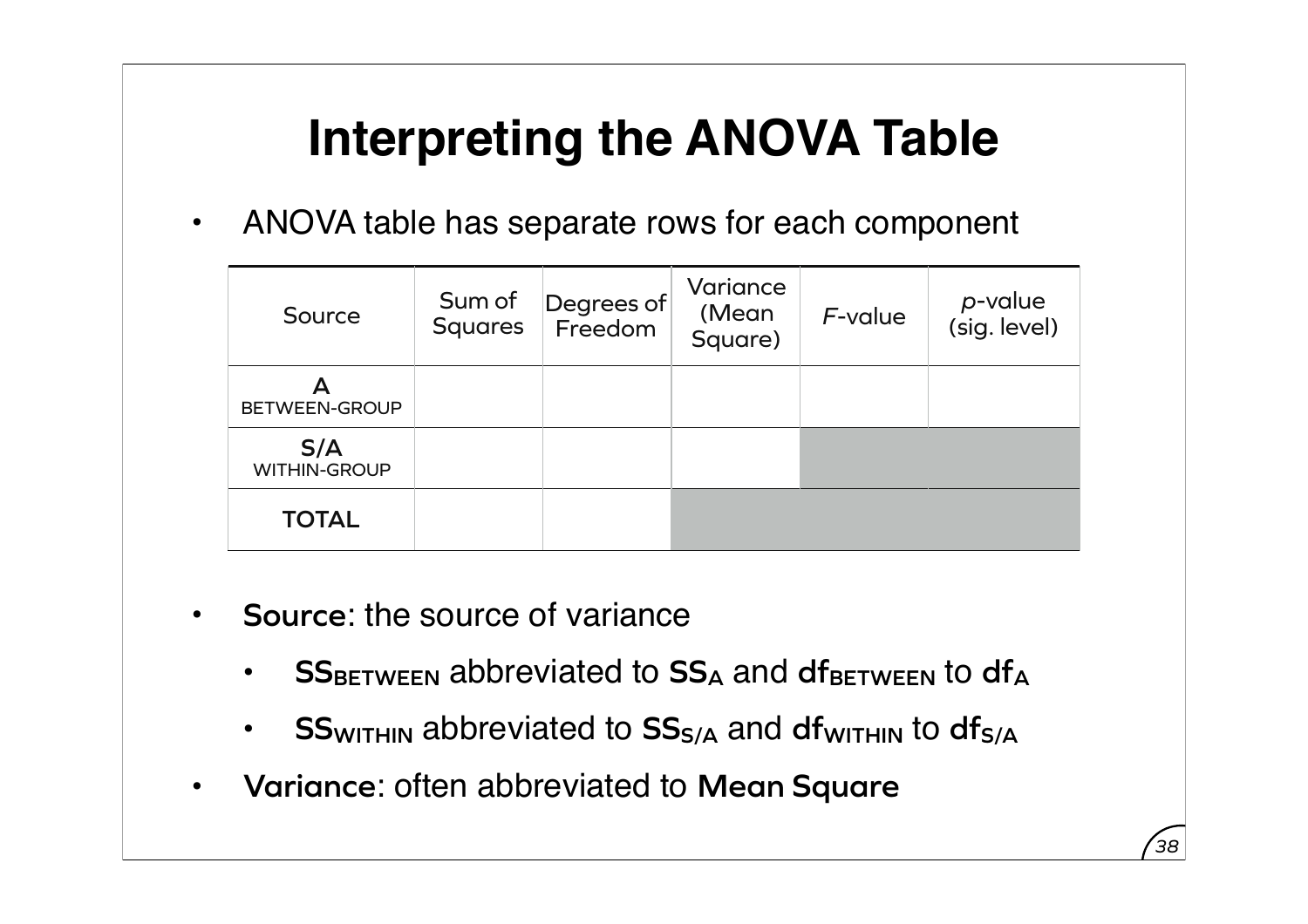# Interpreting the ANOVA Table

- ANOVA table has separate rows for each component

| Source | Sum of Squares | Degrees of Freedom | Variance (Mean Square) | *F*-value | *p*-value (sig. level) |
|---|---|---|---|---|---|
| A<br>BETWEEN-GROUP | | | | | |
| S/A<br>WITHIN-GROUP | | | | | |
| TOTAL | | | | | |

- **Source**: the source of variance
  - $\mathbf{SS_{BETWEEN}}$ abbreviated to $\mathbf{SS_A}$ and $\mathbf{df_{BETWEEN}}$ to $\mathbf{df_A}$
  - $\mathbf{SS_{WITHIN}}$ abbreviated to $\mathbf{SS_{S/A}}$ and $\mathbf{df_{WITHIN}}$ to $\mathbf{df_{S/A}}$
- **Variance**: often abbreviated to **Mean Square**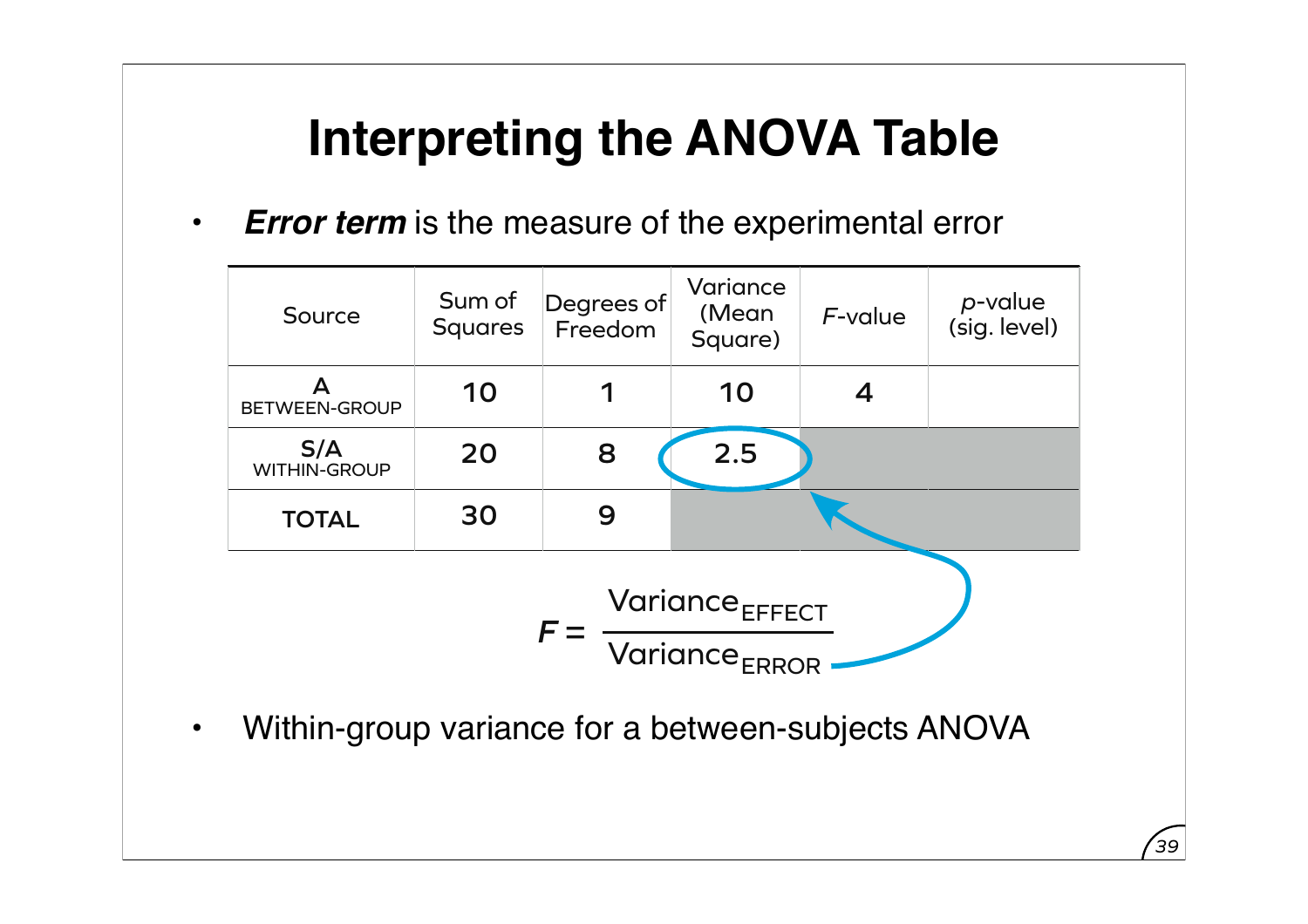# Interpreting the ANOVA Table

- ***Error term*** is the measure of the experimental error

| Source | Sum of Squares | Degrees of Freedom | Variance (Mean Square) | *F*-value | *p*-value (sig. level) |
|---|---|---|---|---|---|
| A<br>BETWEEN-GROUP | 10 | 1 | 10 | 4 | |
| S/A<br>WITHIN-GROUP | 20 | 8 | 2.5 | | |
| TOTAL | 30 | 9 | | | |

$$F = \frac{\text{Variance}_{\text{EFFECT}}}{\text{Variance}_{\text{ERROR}}}$$

- Within-group variance for a between-subjects ANOVA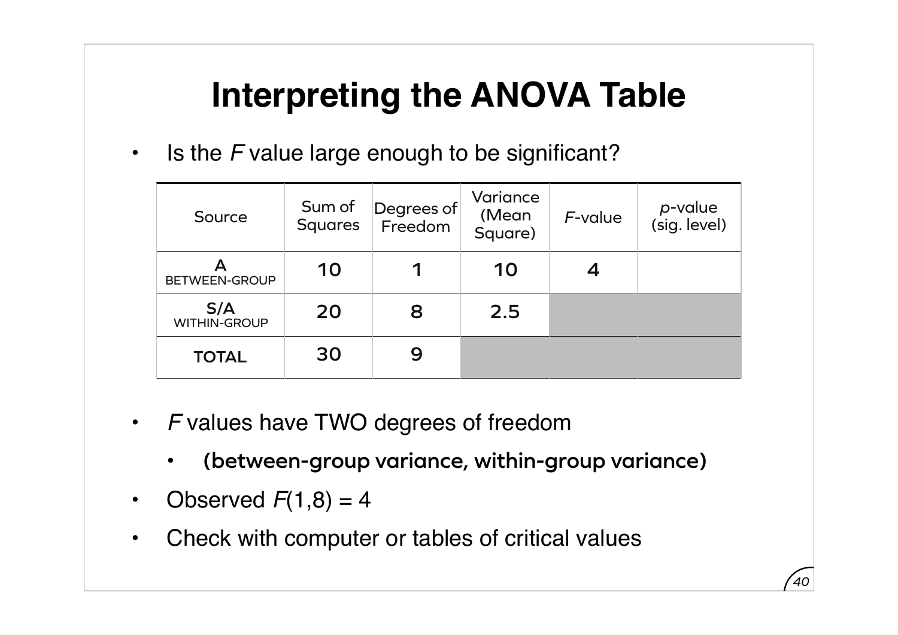# Interpreting the ANOVA Table

- Is the *F* value large enough to be significant?

| Source | Sum of Squares | Degrees of Freedom | Variance (Mean Square) | *F*-value | *p*-value (sig. level) |
|---|---|---|---|---|---|
| A BETWEEN-GROUP | 10 | 1 | 10 | 4 | |
| S/A WITHIN-GROUP | 20 | 8 | 2.5 | | |
| TOTAL | 30 | 9 | | | |

- *F* values have TWO degrees of freedom
  - **(between-group variance, within-group variance)**
- Observed $F(1,8) = 4$
- Check with computer or tables of critical values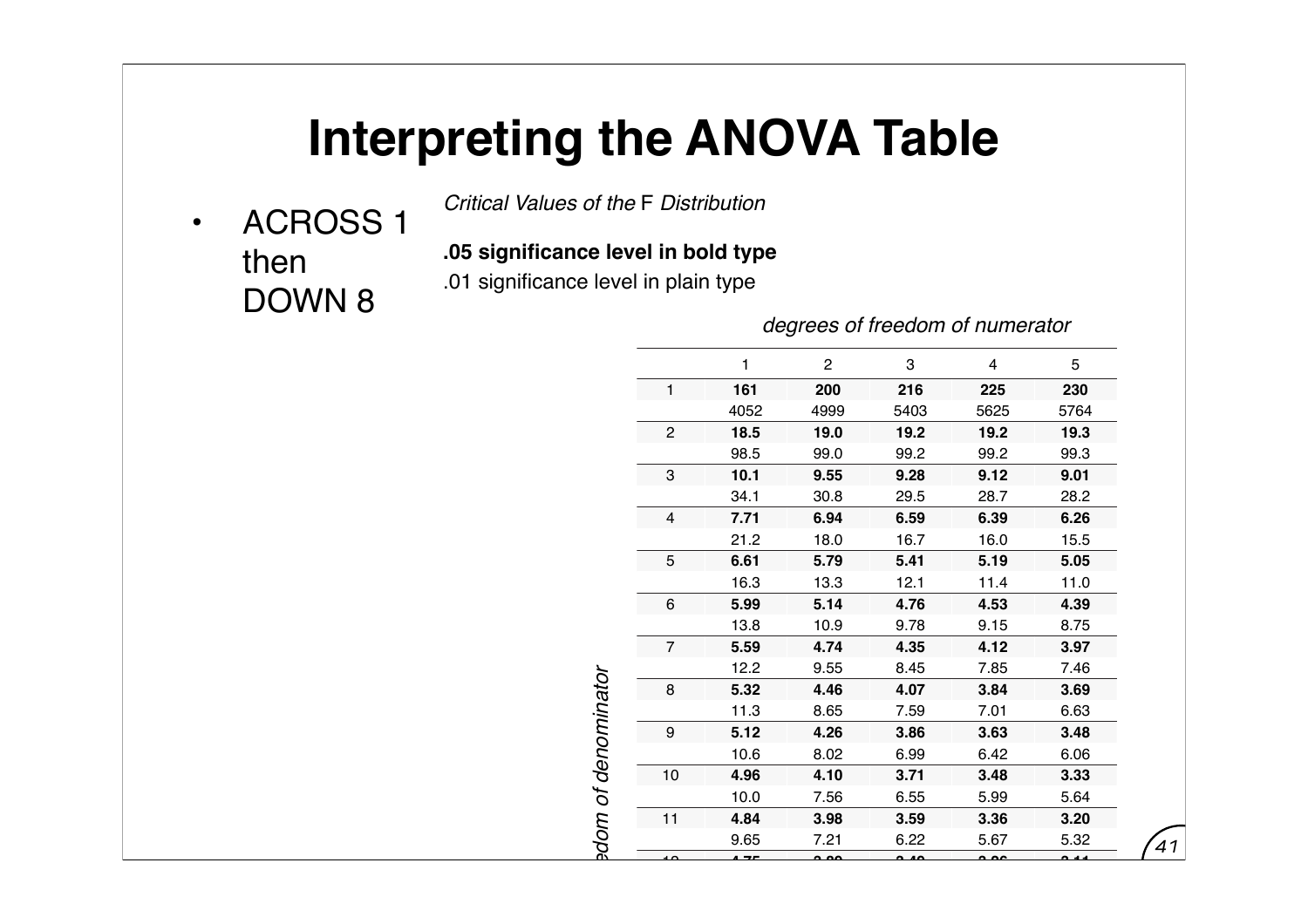# Interpreting the ANOVA Table

- ACROSS 1 then DOWN 8

*Critical Values of the* F *Distribution*

**.05 significance level in bold type**

.01 significance level in plain type

*degrees of freedom of numerator* (columns); *degrees of freedom of denominator* (rows)

| | 1 | 2 | 3 | 4 | 5 |
|---|---|---|---|---|---|
| 1 | **161** | **200** | **216** | **225** | **230** |
| | 4052 | 4999 | 5403 | 5625 | 5764 |
| 2 | **18.5** | **19.0** | **19.2** | **19.2** | **19.3** |
| | 98.5 | 99.0 | 99.2 | 99.2 | 99.3 |
| 3 | **10.1** | **9.55** | **9.28** | **9.12** | **9.01** |
| | 34.1 | 30.8 | 29.5 | 28.7 | 28.2 |
| 4 | **7.71** | **6.94** | **6.59** | **6.39** | **6.26** |
| | 21.2 | 18.0 | 16.7 | 16.0 | 15.5 |
| 5 | **6.61** | **5.79** | **5.41** | **5.19** | **5.05** |
| | 16.3 | 13.3 | 12.1 | 11.4 | 11.0 |
| 6 | **5.99** | **5.14** | **4.76** | **4.53** | **4.39** |
| | 13.8 | 10.9 | 9.78 | 9.15 | 8.75 |
| 7 | **5.59** | **4.74** | **4.35** | **4.12** | **3.97** |
| | 12.2 | 9.55 | 8.45 | 7.85 | 7.46 |
| 8 | **5.32** | **4.46** | **4.07** | **3.84** | **3.69** |
| | 11.3 | 8.65 | 7.59 | 7.01 | 6.63 |
| 9 | **5.12** | **4.26** | **3.86** | **3.63** | **3.48** |
| | 10.6 | 8.02 | 6.99 | 6.42 | 6.06 |
| 10 | **4.96** | **4.10** | **3.71** | **3.48** | **3.33** |
| | 10.0 | 7.56 | 6.55 | 5.99 | 5.64 |
| 11 | **4.84** | **3.98** | **3.59** | **3.36** | **3.20** |
| | 9.65 | 7.21 | 6.22 | 5.67 | 5.32 |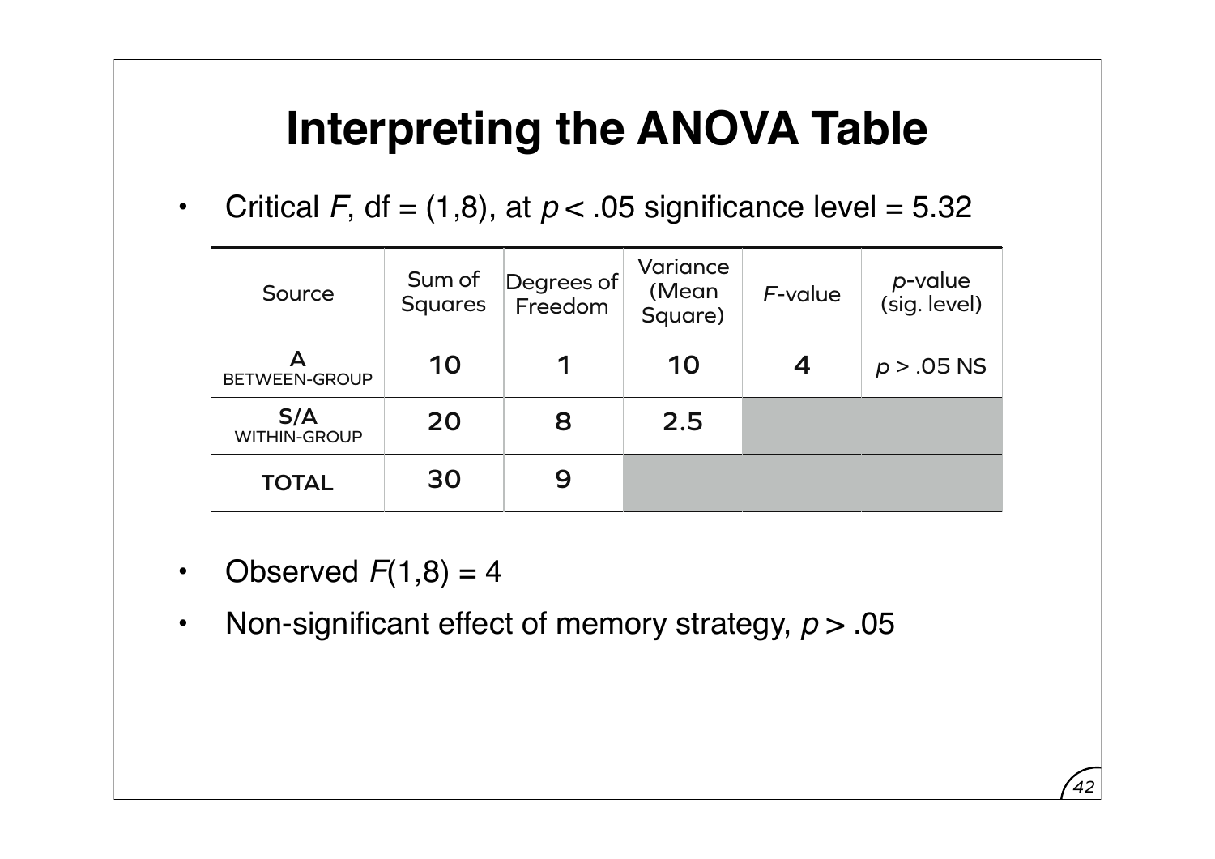# Interpreting the ANOVA Table

- Critical $F$, df = (1,8), at $p < .05$ significance level = 5.32

| Source | Sum of Squares | Degrees of Freedom | Variance (Mean Square) | $F$-value | $p$-value (sig. level) |
|---|---|---|---|---|---|
| A BETWEEN-GROUP | 10 | 1 | 10 | 4 | $p > .05$ NS |
| S/A WITHIN-GROUP | 20 | 8 | 2.5 | | |
| TOTAL | 30 | 9 | | | |

- Observed $F(1,8) = 4$
- Non-significant effect of memory strategy, $p > .05$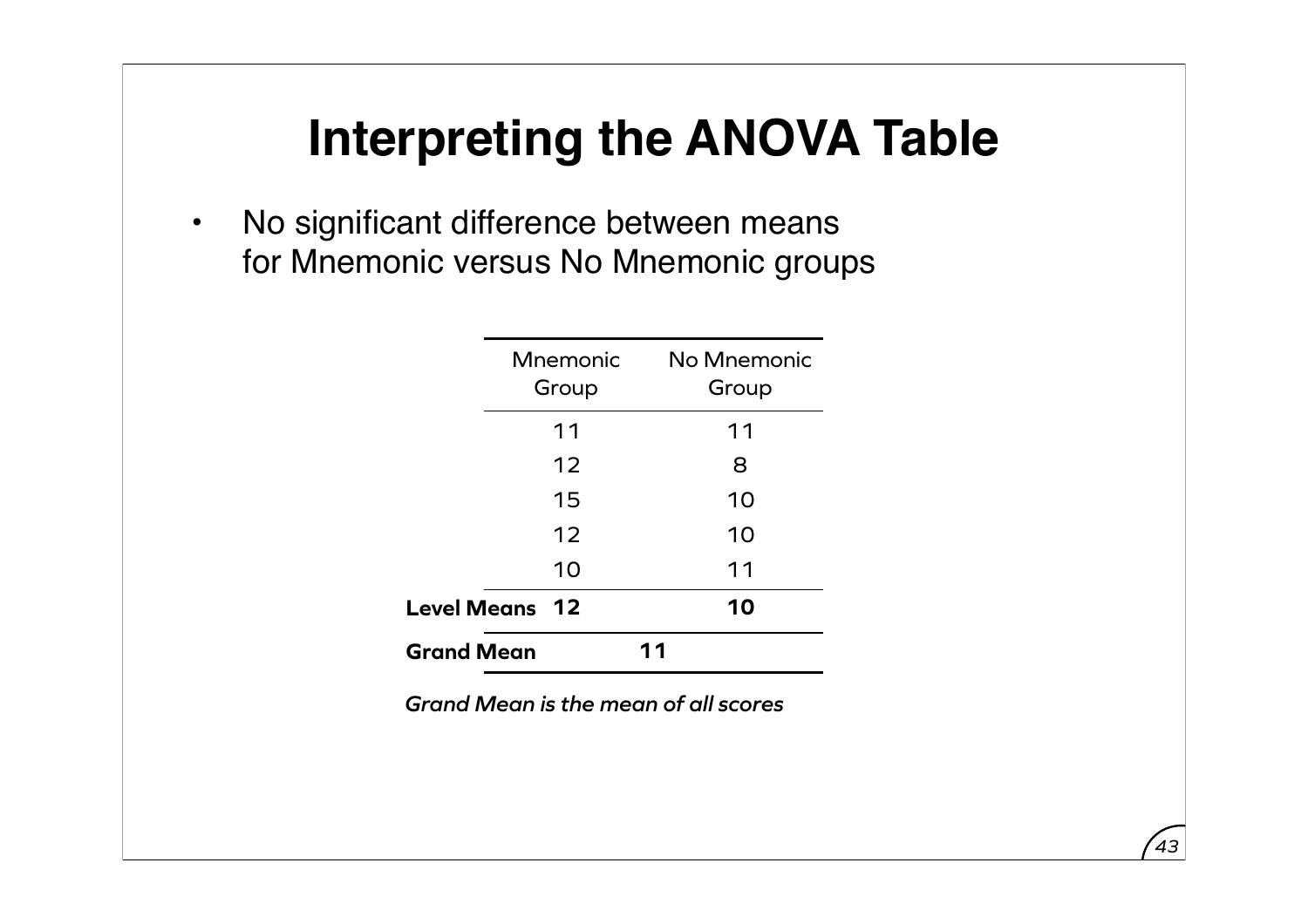# Interpreting the ANOVA Table

- No significant difference between means for Mnemonic versus No Mnemonic groups

| | Mnemonic Group | No Mnemonic Group |
|---|---|---|
| | 11 | 11 |
| | 12 | 8 |
| | 15 | 10 |
| | 12 | 10 |
| | 10 | 11 |
| **Level Means** | **12** | **10** |
| **Grand Mean** | **11** | |

***Grand Mean is the mean of all scores***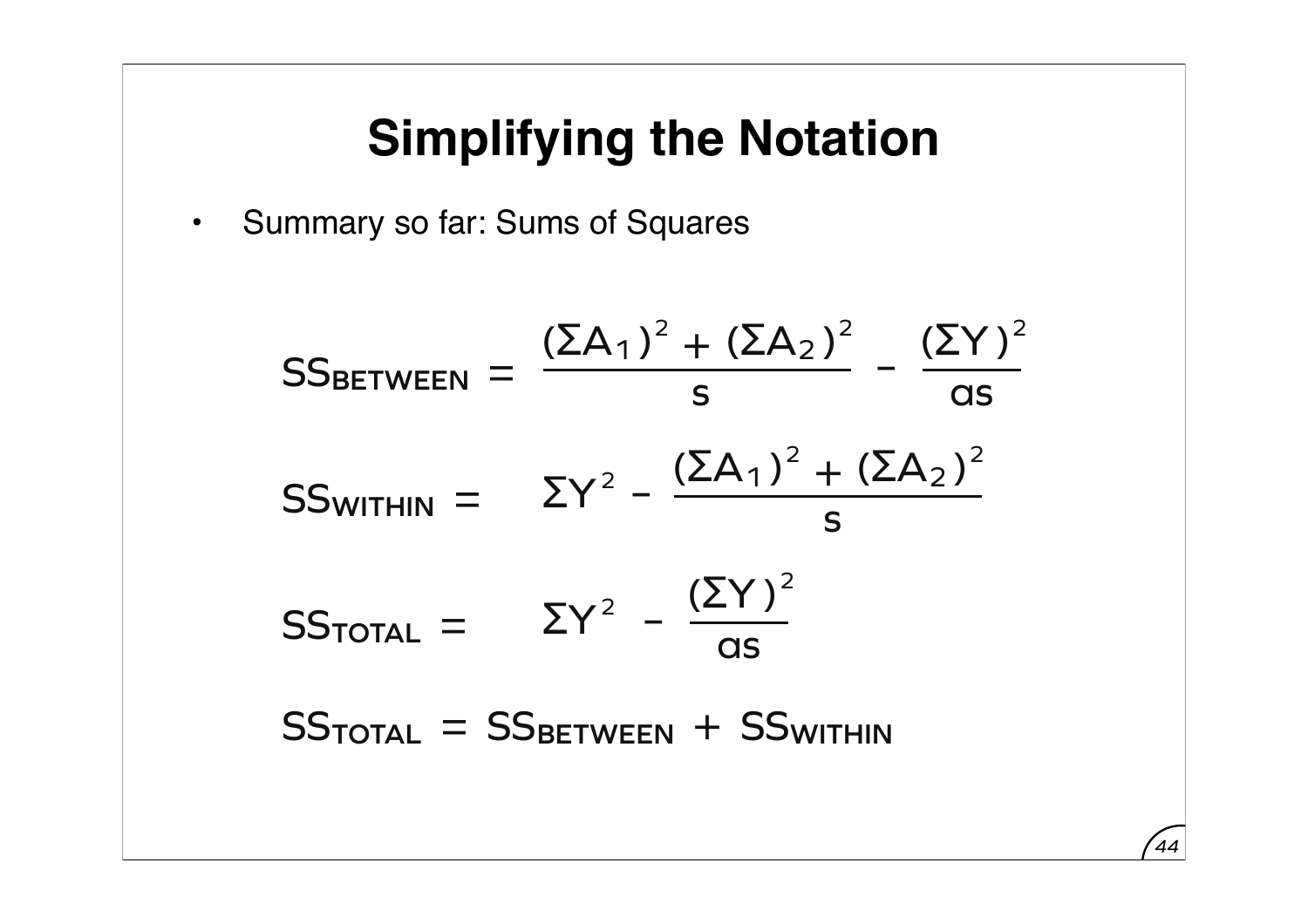# Simplifying the Notation

- Summary so far: Sums of Squares

$$SS_{BETWEEN} = \frac{(\Sigma A_1)^2 + (\Sigma A_2)^2}{s} - \frac{(\Sigma Y)^2}{as}$$

$$SS_{WITHIN} = \Sigma Y^2 - \frac{(\Sigma A_1)^2 + (\Sigma A_2)^2}{s}$$

$$SS_{TOTAL} = \Sigma Y^2 - \frac{(\Sigma Y)^2}{as}$$

$$SS_{TOTAL} = SS_{BETWEEN} + SS_{WITHIN}$$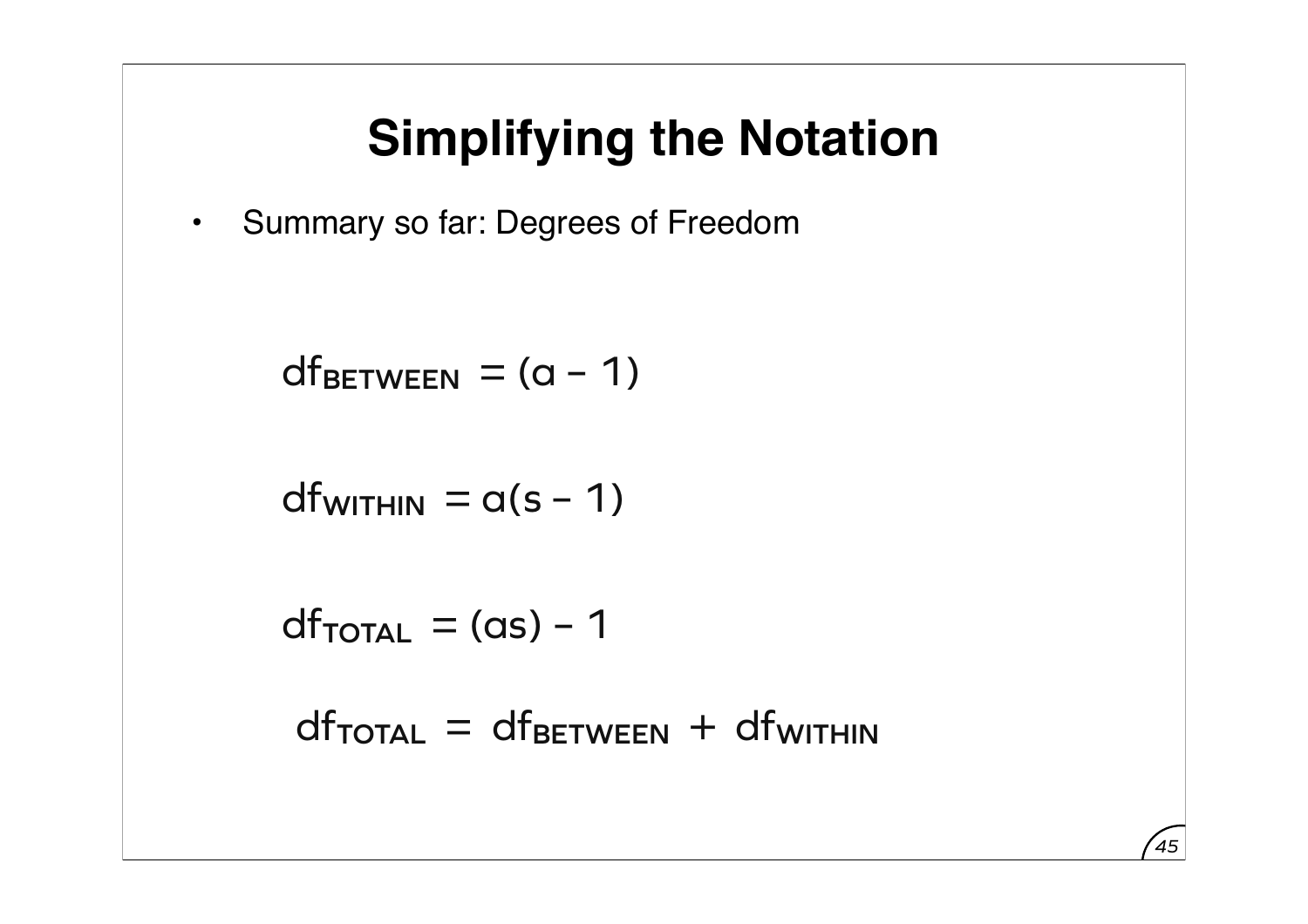# Simplifying the Notation

- Summary so far: Degrees of Freedom

$$df_{BETWEEN} = (a - 1)$$

$$df_{WITHIN} = a(s - 1)$$

$$df_{TOTAL} = (as) - 1$$

$$df_{TOTAL} = df_{BETWEEN} + df_{WITHIN}$$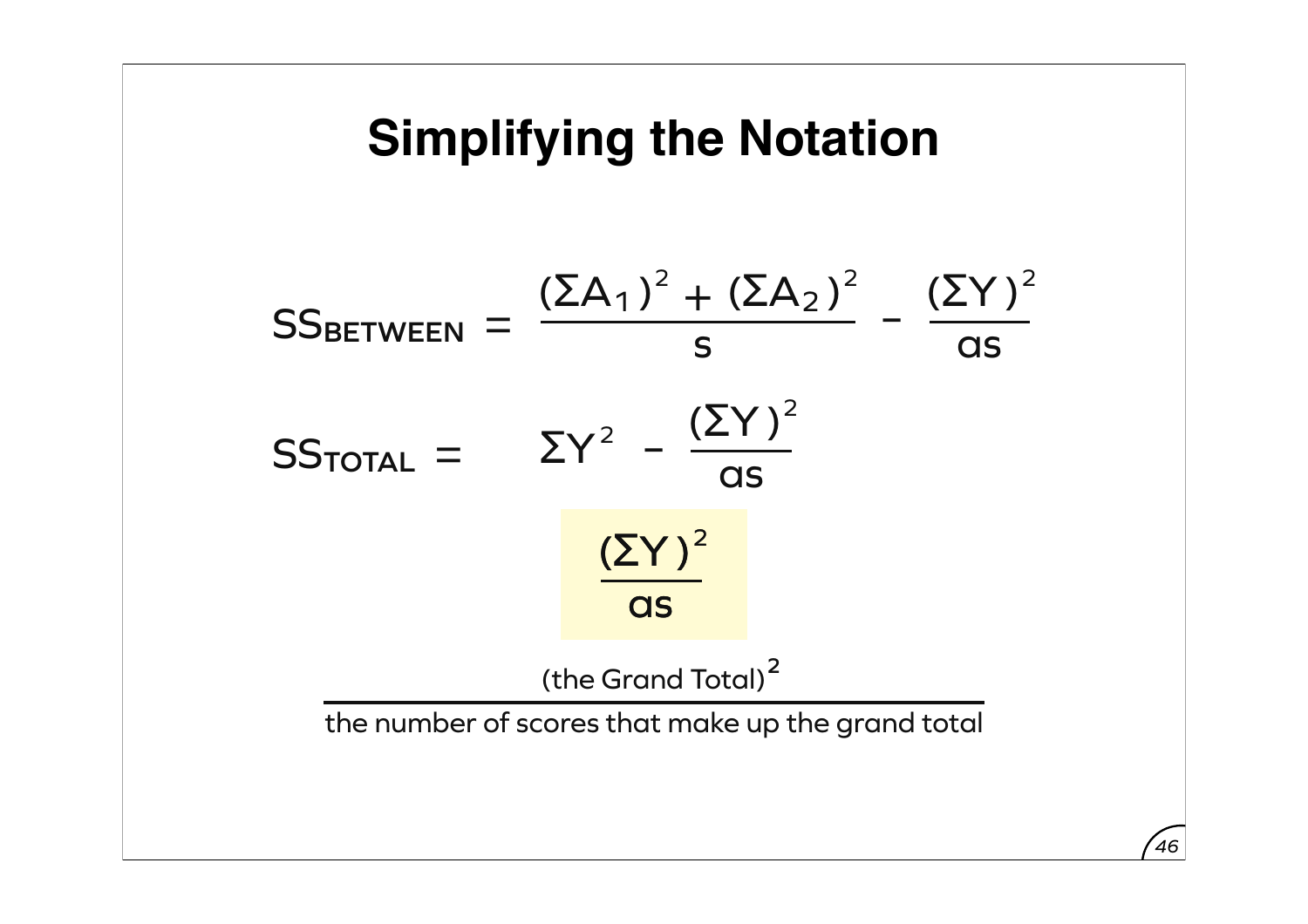# Simplifying the Notation

$$SS_{BETWEEN} = \frac{(\Sigma A_1)^2 + (\Sigma A_2)^2}{s} - \frac{(\Sigma Y)^2}{as}$$

$$SS_{TOTAL} = \Sigma Y^2 - \frac{(\Sigma Y)^2}{as}$$

$$\frac{(\Sigma Y)^2}{as}$$

$$\frac{(\text{the Grand Total})^2}{\text{the number of scores that make up the grand total}}$$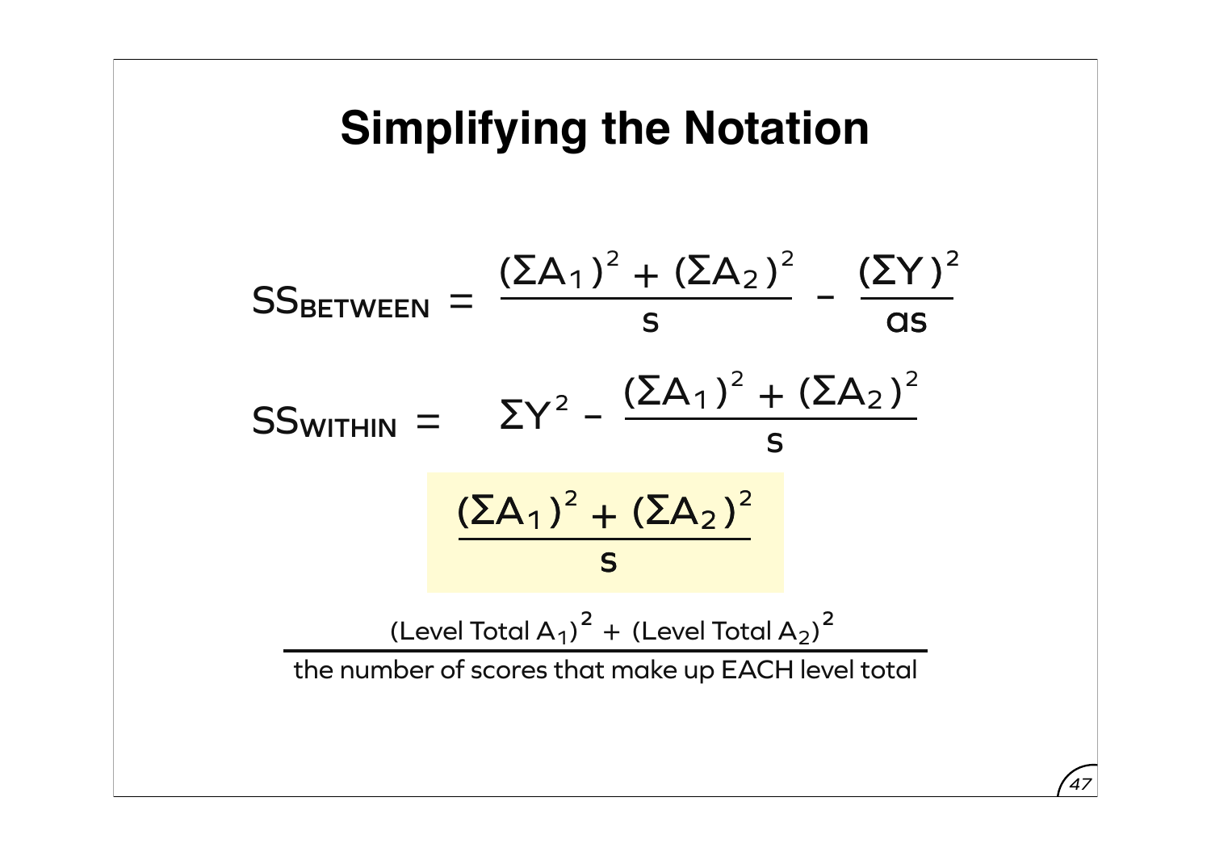# Simplifying the Notation

$$SS_{BETWEEN} = \frac{(\Sigma A_1)^2 + (\Sigma A_2)^2}{s} - \frac{(\Sigma Y)^2}{as}$$

$$SS_{WITHIN} = \Sigma Y^2 - \frac{(\Sigma A_1)^2 + (\Sigma A_2)^2}{s}$$

$$\frac{(\Sigma A_1)^2 + (\Sigma A_2)^2}{s}$$

$$\frac{(\text{Level Total } A_1)^2 + (\text{Level Total } A_2)^2}{\text{the number of scores that make up EACH level total}}$$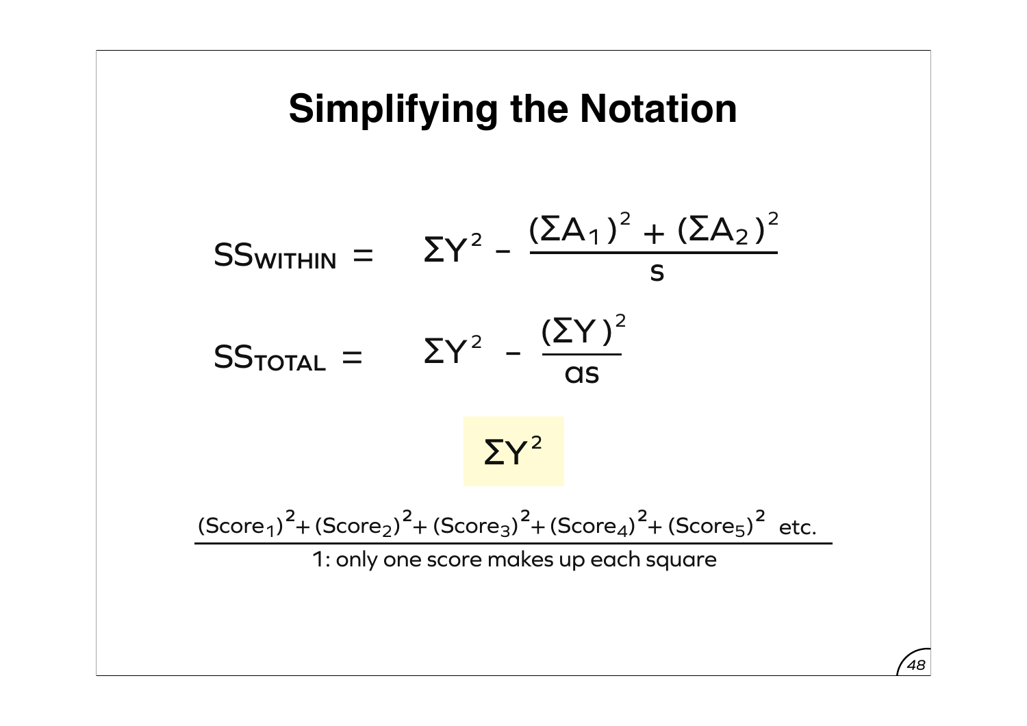# Simplifying the Notation

$$SS_{WITHIN} = \Sigma Y^2 - \frac{(\Sigma A_1)^2 + (\Sigma A_2)^2}{s}$$

$$SS_{TOTAL} = \Sigma Y^2 - \frac{(\Sigma Y)^2}{as}$$

$$\Sigma Y^2$$

$$\frac{(\text{Score}_1)^2 + (\text{Score}_2)^2 + (\text{Score}_3)^2 + (\text{Score}_4)^2 + (\text{Score}_5)^2 \text{ etc.}}{1\text{: only one score makes up each square}}$$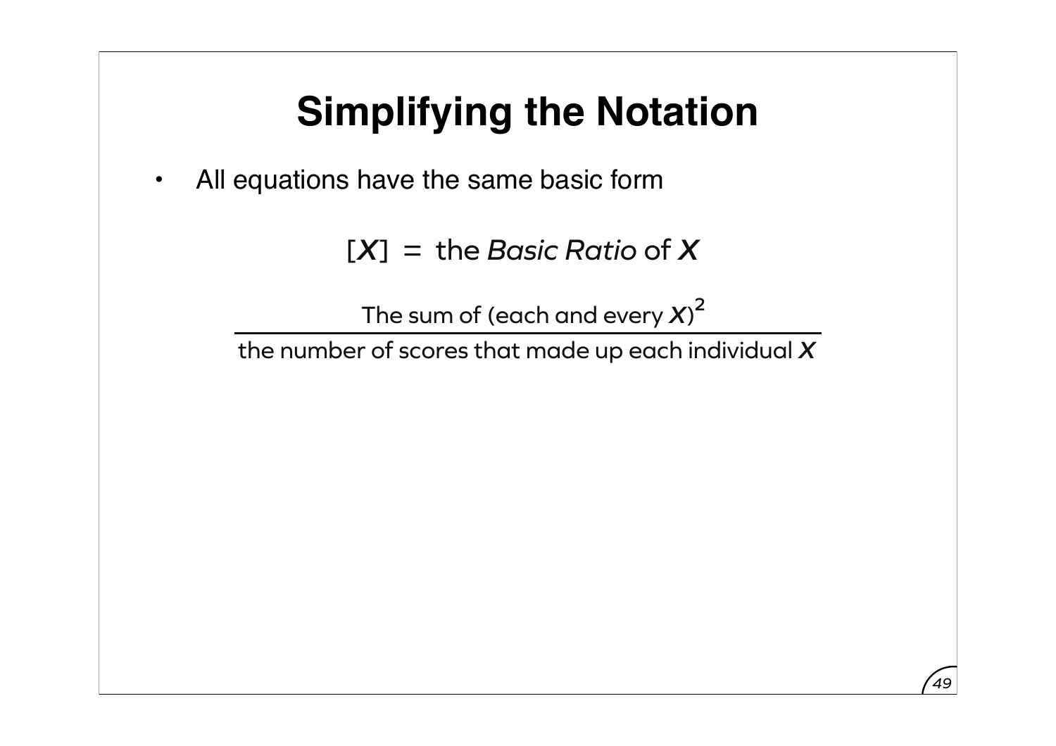# Simplifying the Notation

- All equations have the same basic form

$$[X] = \text{the } \textit{Basic Ratio} \text{ of } X$$

$$\frac{\text{The sum of (each and every } X)^2}{\text{the number of scores that made up each individual } X}$$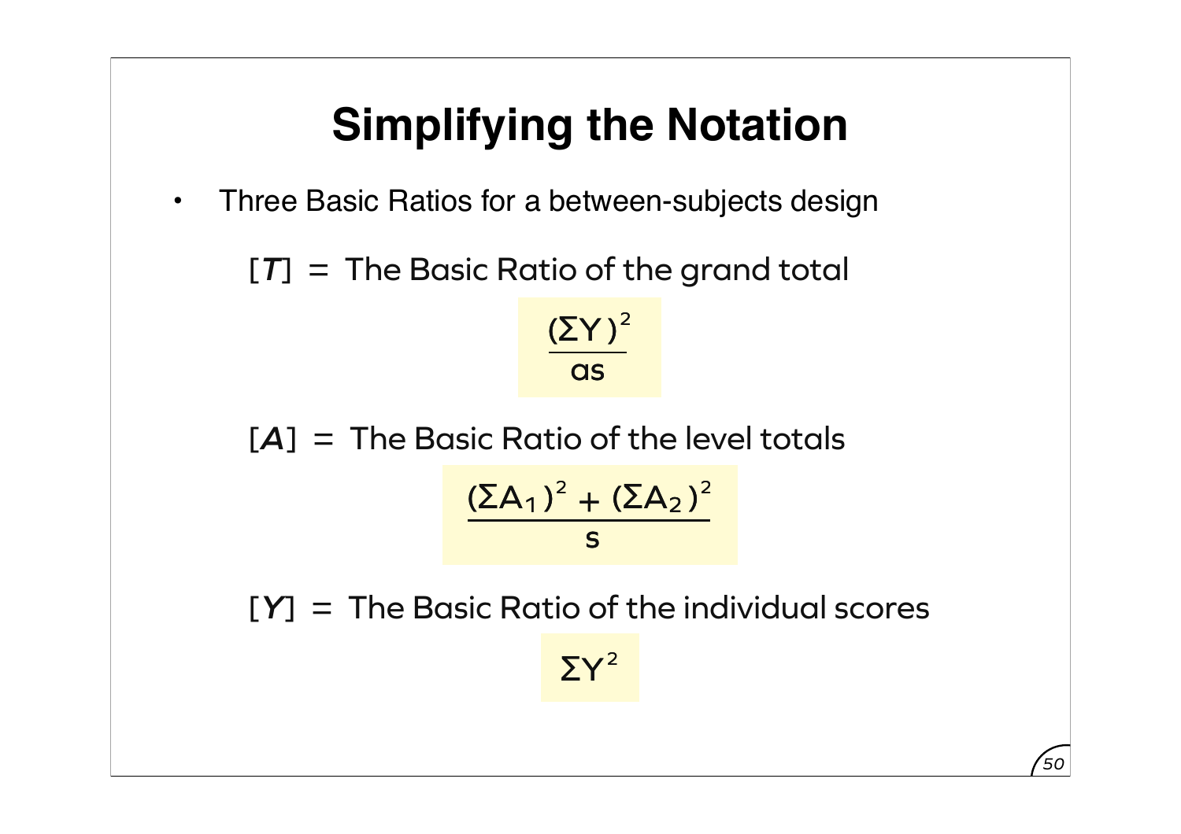# Simplifying the Notation

- Three Basic Ratios for a between-subjects design

[$T$] = The Basic Ratio of the grand total

$$\frac{(\Sigma Y)^2}{as}$$

[$A$] = The Basic Ratio of the level totals

$$\frac{(\Sigma A_1)^2 + (\Sigma A_2)^2}{s}$$

[$Y$] = The Basic Ratio of the individual scores

$$\Sigma Y^2$$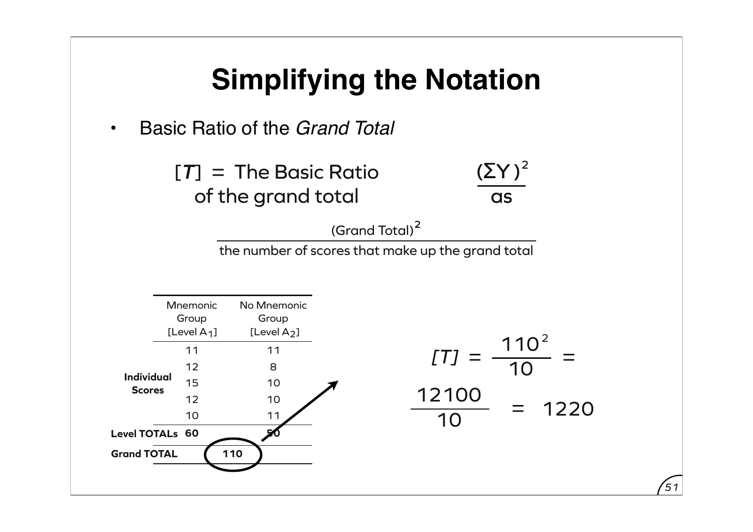# Simplifying the Notation

- Basic Ratio of the *Grand Total*

[*T*] = The Basic Ratio of the grand total $\frac{(\Sigma Y)^2}{as}$

$$\frac{(\text{Grand Total})^2}{\text{the number of scores that make up the grand total}}$$

| | Mnemonic Group [Level $A_1$] | No Mnemonic Group [Level $A_2$] |
|---|---|---|
| **Individual Scores** | 11 | 11 |
| | 12 | 8 |
| | 15 | 10 |
| | 12 | 10 |
| | 10 | 11 |
| **Level TOTALs** | **60** | **50** |
| **Grand TOTAL** | **110** | |

$$[T] = \frac{110^2}{10} = \frac{12100}{10} = 1220$$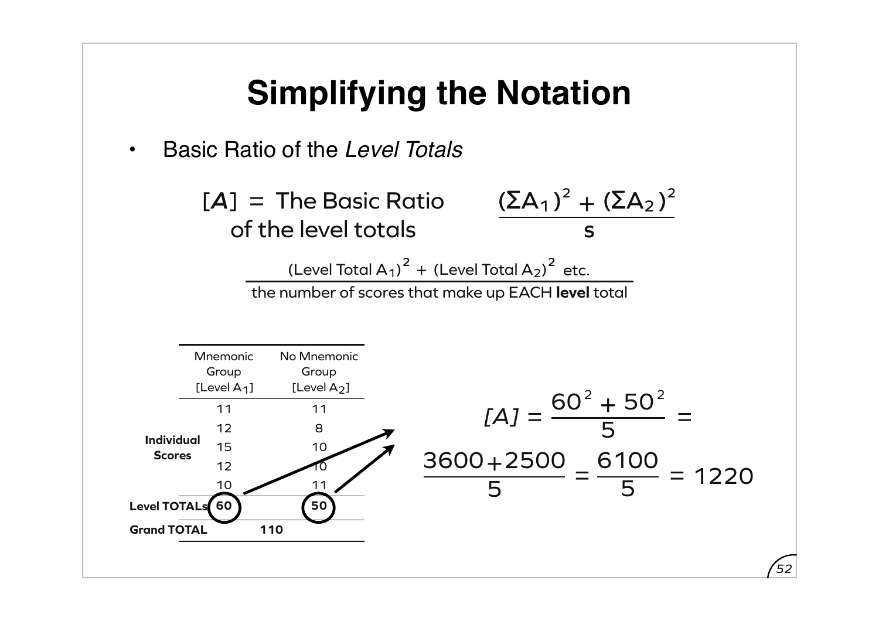# Simplifying the Notation

- Basic Ratio of the *Level Totals*

[*A*] = The Basic Ratio of the level totals

$$\frac{(\Sigma A_1)^2 + (\Sigma A_2)^2}{s}$$

$$\frac{(\text{Level Total } A_1)^2 + (\text{Level Total } A_2)^2 \text{ etc.}}{\text{the number of scores that make up EACH } \textbf{level} \text{ total}}$$

| | Mnemonic Group [Level $A_1$] | No Mnemonic Group [Level $A_2$] |
|---|---|---|
| **Individual Scores** | 11 | 11 |
| | 12 | 8 |
| | 15 | 10 |
| | 12 | 10 |
| | 10 | 11 |
| **Level TOTALs** | **60** | **50** |
| **Grand TOTAL** | **110** | |

$$[A] = \frac{60^2 + 50^2}{5} = \frac{3600 + 2500}{5} = \frac{6100}{5} = 1220$$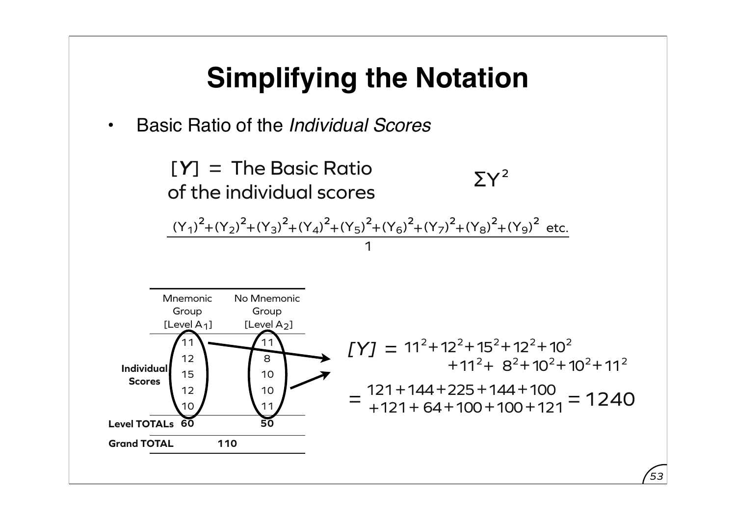# Simplifying the Notation

- Basic Ratio of the *Individual Scores*

[*Y*] = The Basic Ratio of the individual scores $\Sigma Y^2$

$$\frac{(Y_1)^2+(Y_2)^2+(Y_3)^2+(Y_4)^2+(Y_5)^2+(Y_6)^2+(Y_7)^2+(Y_8)^2+(Y_9)^2 \text{ etc.}}{1}$$

| | Mnemonic Group [Level $A_1$] | No Mnemonic Group [Level $A_2$] |
|---|---|---|
| **Individual Scores** | 11 | 11 |
| | 12 | 8 |
| | 15 | 10 |
| | 12 | 10 |
| | 10 | 11 |
| **Level TOTALs** | **60** | **50** |
| **Grand TOTAL** | **110** | |

$$[Y] = 11^2+12^2+15^2+12^2+10^2 +11^2+8^2+10^2+10^2+11^2$$

$$= 121+144+225+144+100 +121+64+100+100+121 = 1240$$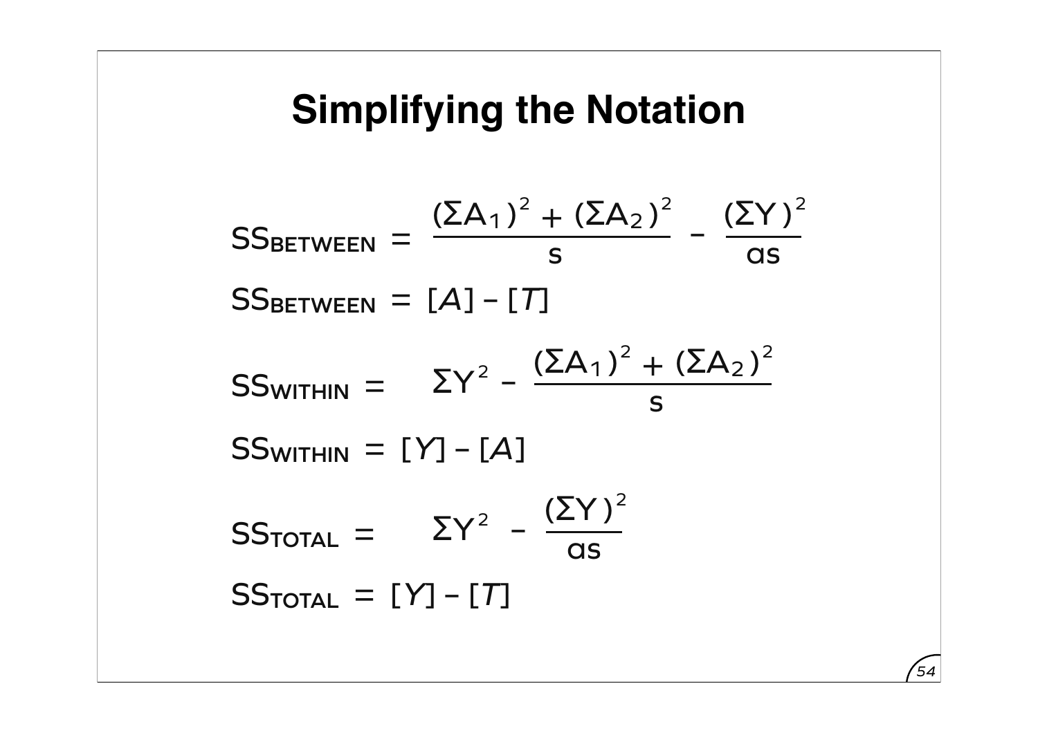# Simplifying the Notation

$$SS_{BETWEEN} = \frac{(\Sigma A_1)^2 + (\Sigma A_2)^2}{s} - \frac{(\Sigma Y)^2}{as}$$

$$SS_{BETWEEN} = [A] - [T]$$

$$SS_{WITHIN} = \Sigma Y^2 - \frac{(\Sigma A_1)^2 + (\Sigma A_2)^2}{s}$$

$$SS_{WITHIN} = [Y] - [A]$$

$$SS_{TOTAL} = \Sigma Y^2 - \frac{(\Sigma Y)^2}{as}$$

$$SS_{TOTAL} = [Y] - [T]$$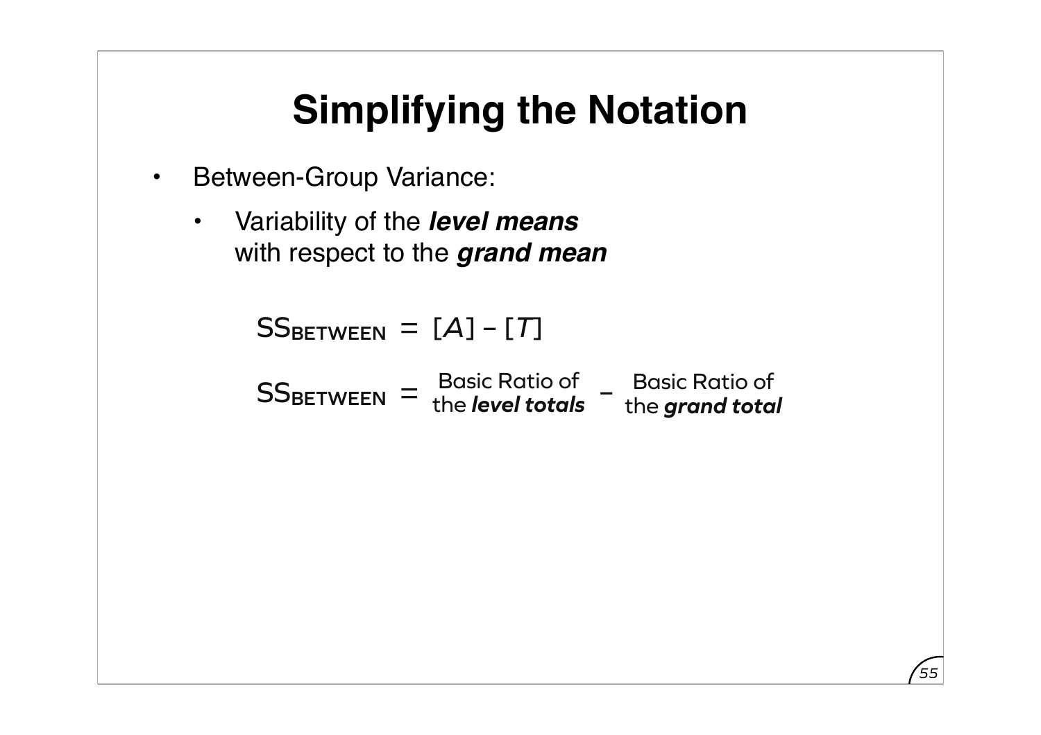# Simplifying the Notation

- Between-Group Variance:
  - Variability of the ***level means*** with respect to the ***grand mean***

$$SS_{\text{BETWEEN}} = [A] - [T]$$

$$SS_{\text{BETWEEN}} = \begin{array}{c}\text{Basic Ratio of} \\ \text{the } \textbf{\textit{level totals}}\end{array} - \begin{array}{c}\text{Basic Ratio of} \\ \text{the } \textbf{\textit{grand total}}\end{array}$$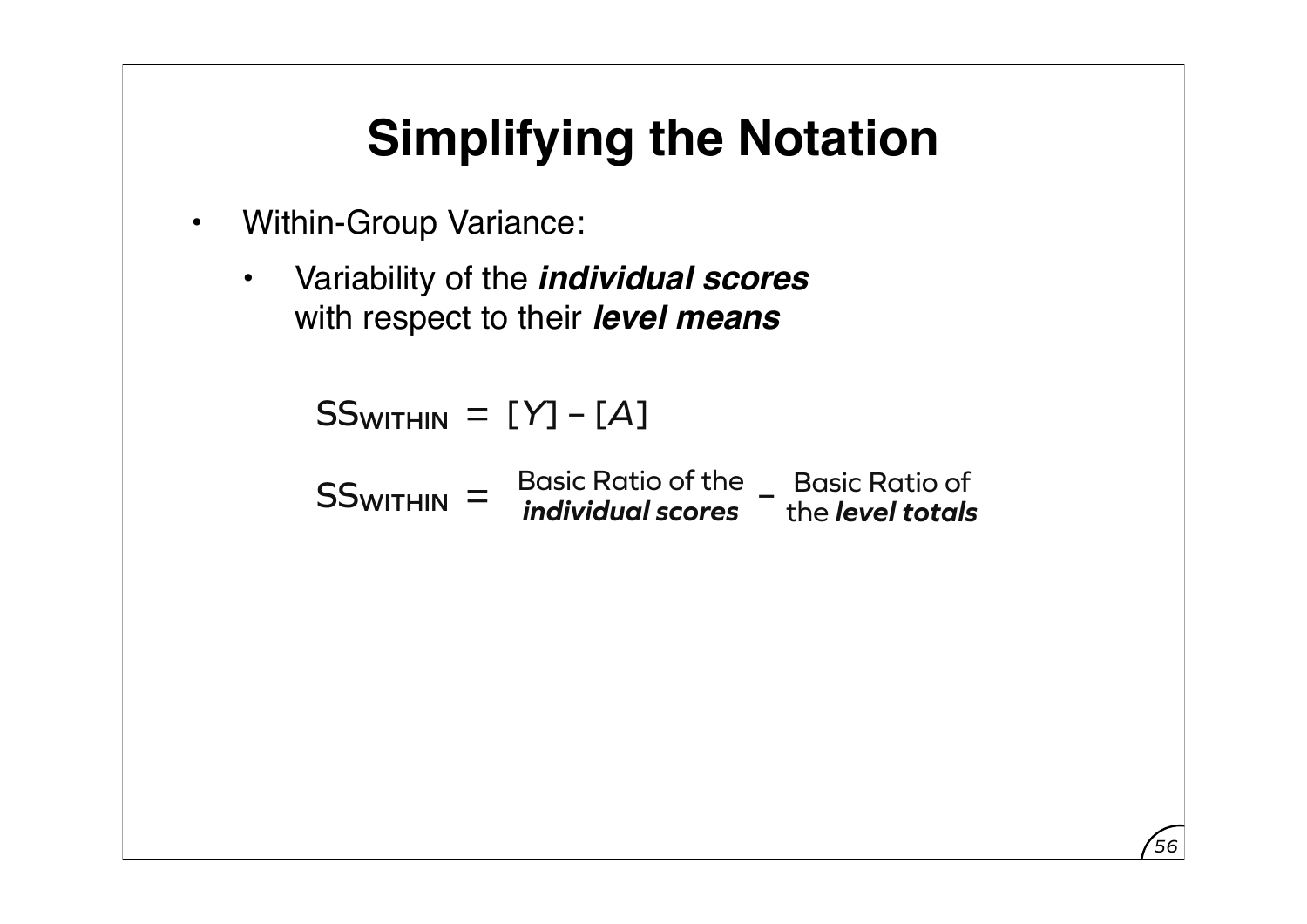# Simplifying the Notation

- Within-Group Variance:
  - Variability of the ***individual scores*** with respect to their ***level means***

$$SS_{\text{WITHIN}} = [Y] - [A]$$

$$SS_{\text{WITHIN}} = \text{Basic Ratio of the } \textbf{\textit{individual scores}} - \text{Basic Ratio of the } \textbf{\textit{level totals}}$$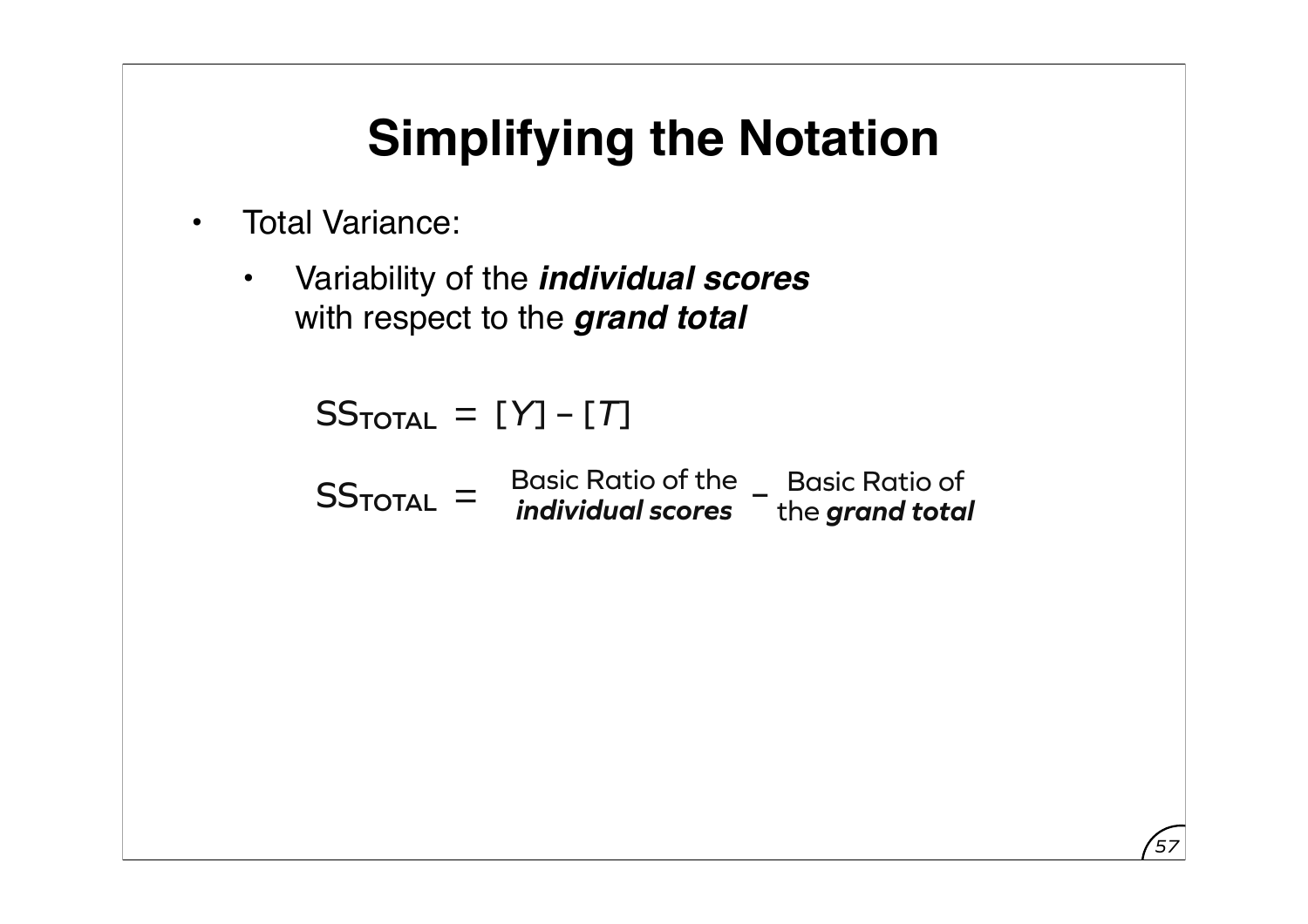# Simplifying the Notation

- Total Variance:
  - Variability of the ***individual scores*** with respect to the ***grand total***

$$SS_{TOTAL} = [Y] - [T]$$

$SS_{TOTAL}$ = Basic Ratio of the ***individual scores*** – Basic Ratio of the ***grand total***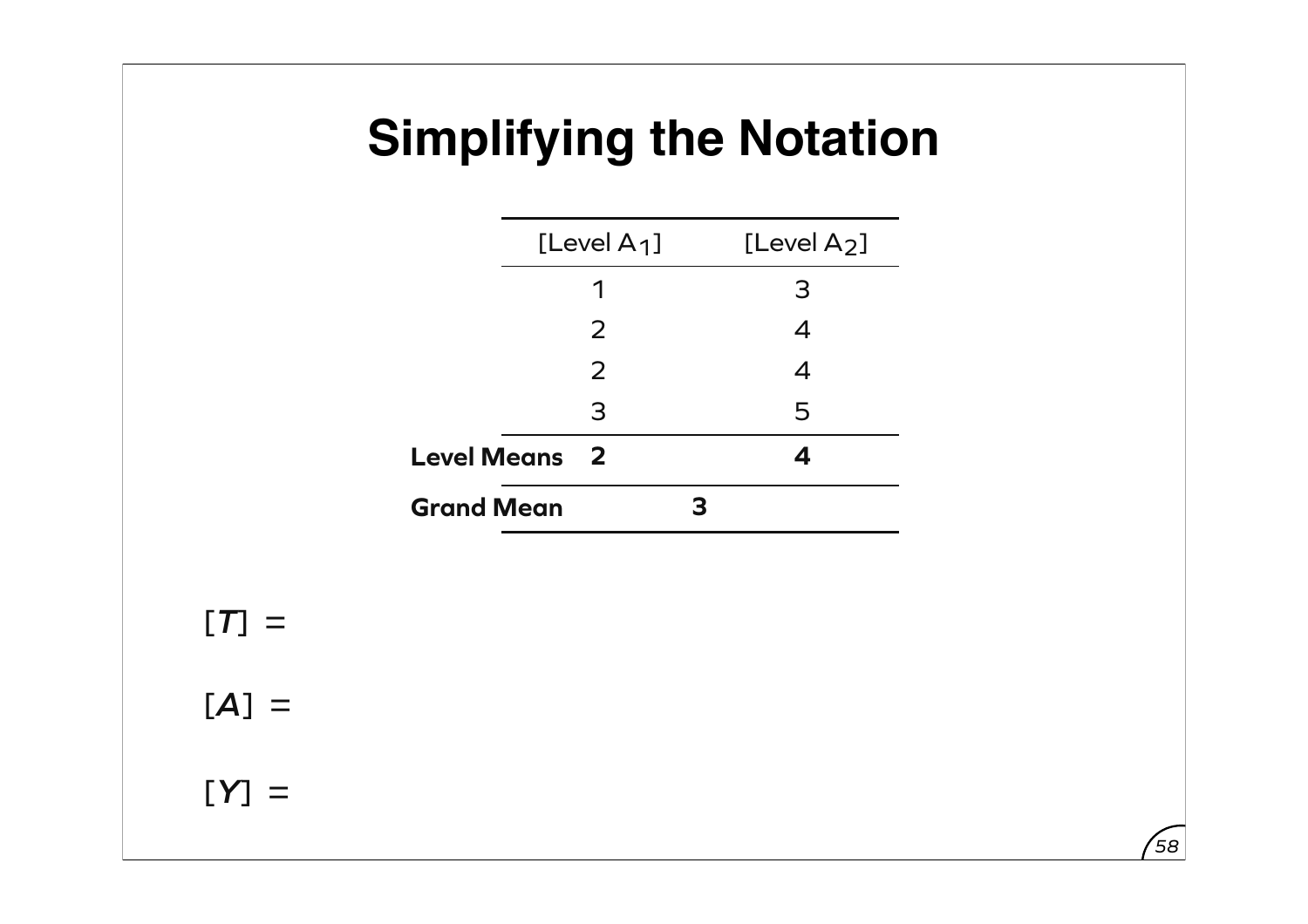# Simplifying the Notation

| | [Level $A_1$] | [Level $A_2$] |
|---|---|---|
| | 1 | 3 |
| | 2 | 4 |
| | 2 | 4 |
| | 3 | 5 |
| **Level Means** | **2** | **4** |
| **Grand Mean** | **3** | |

$[T] =$

$[A] =$

$[Y] =$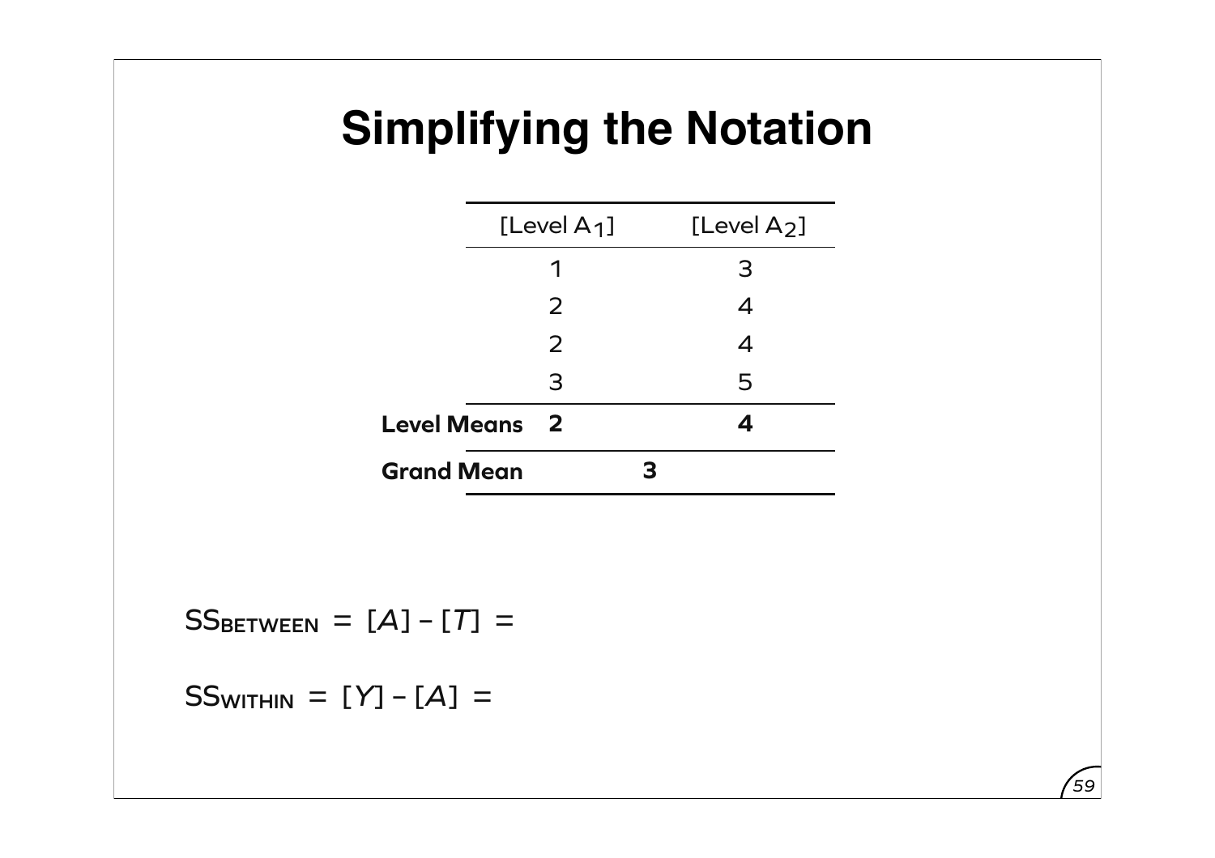# Simplifying the Notation

| | [Level $A_1$] | [Level $A_2$] |
|---|---|---|
| | 1 | 3 |
| | 2 | 4 |
| | 2 | 4 |
| | 3 | 5 |
| **Level Means** | **2** | **4** |
| **Grand Mean** | **3** | |

$SS_{BETWEEN} = [A] - [T] =$

$SS_{WITHIN} = [Y] - [A] =$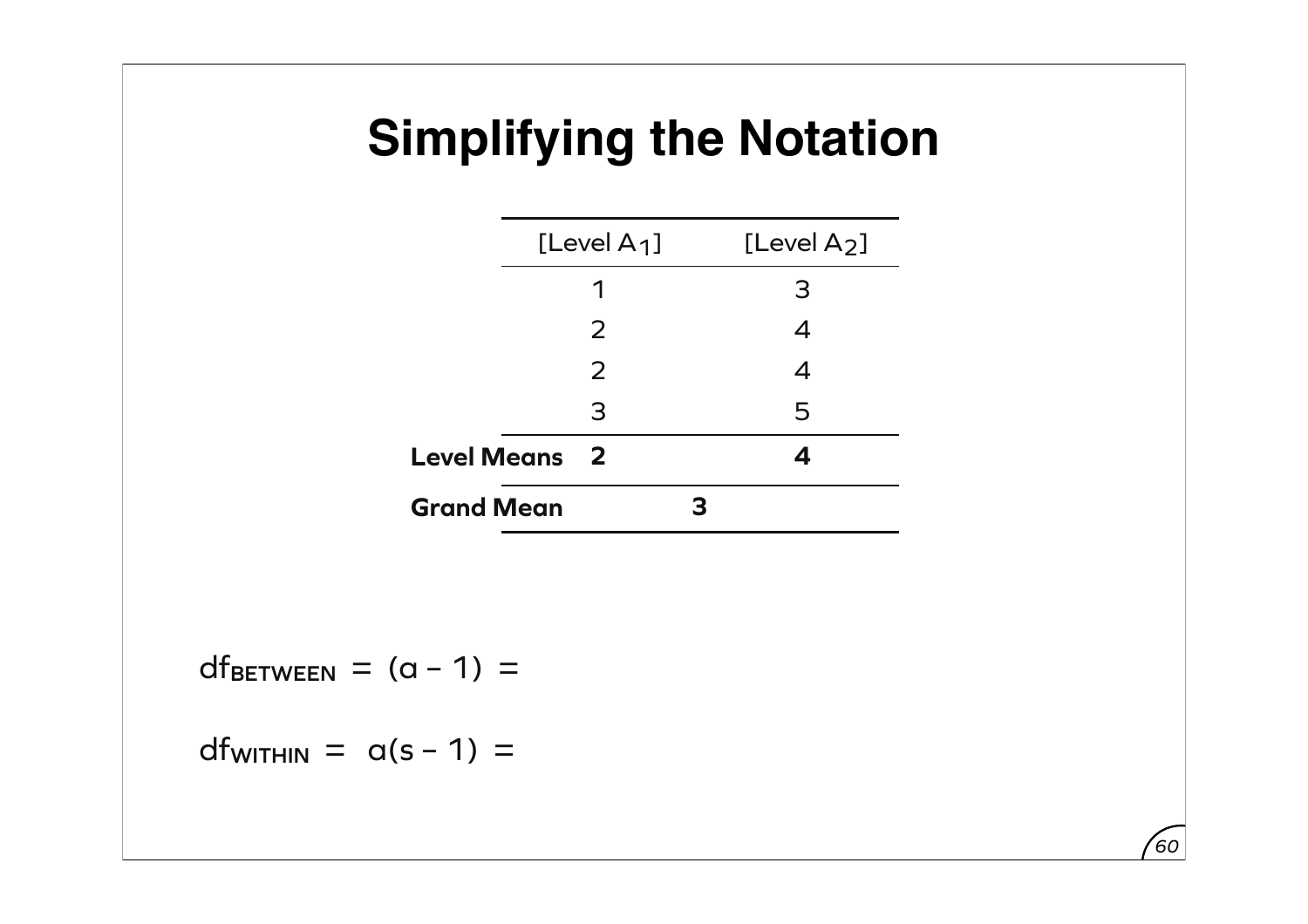# Simplifying the Notation

| | [Level $A_1$] | [Level $A_2$] |
|---|---|---|
| | 1 | 3 |
| | 2 | 4 |
| | 2 | 4 |
| | 3 | 5 |
| **Level Means** | **2** | **4** |
| **Grand Mean** | **3** | |

$df_{BETWEEN} = (a - 1) =$

$df_{WITHIN} = a(s - 1) =$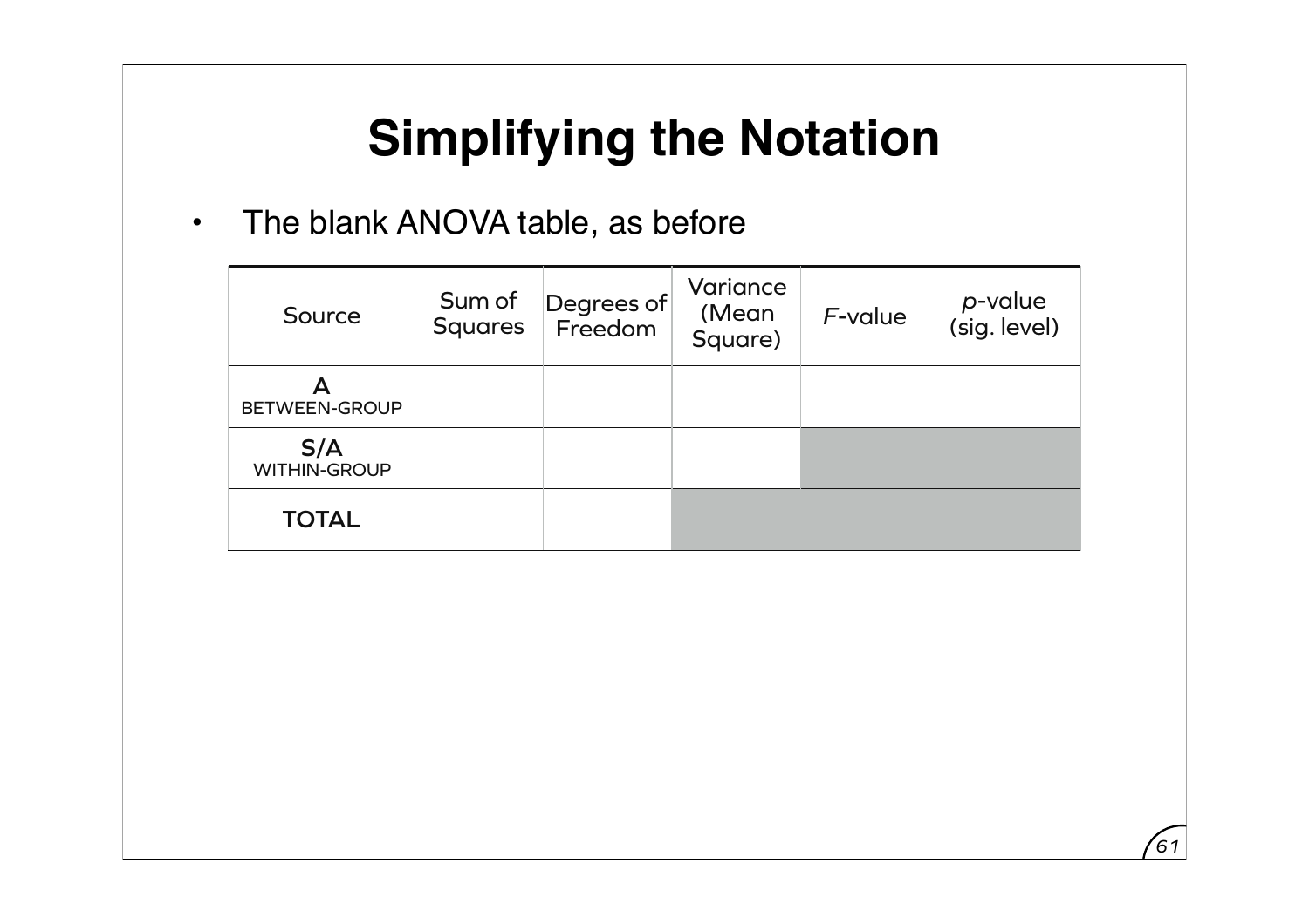# Simplifying the Notation

- The blank ANOVA table, as before

| Source | Sum of Squares | Degrees of Freedom | Variance (Mean Square) | *F*-value | *p*-value (sig. level) |
|---|---|---|---|---|---|
| **A** BETWEEN-GROUP | | | | | |
| **S/A** WITHIN-GROUP | | | | | |
| **TOTAL** | | | | | |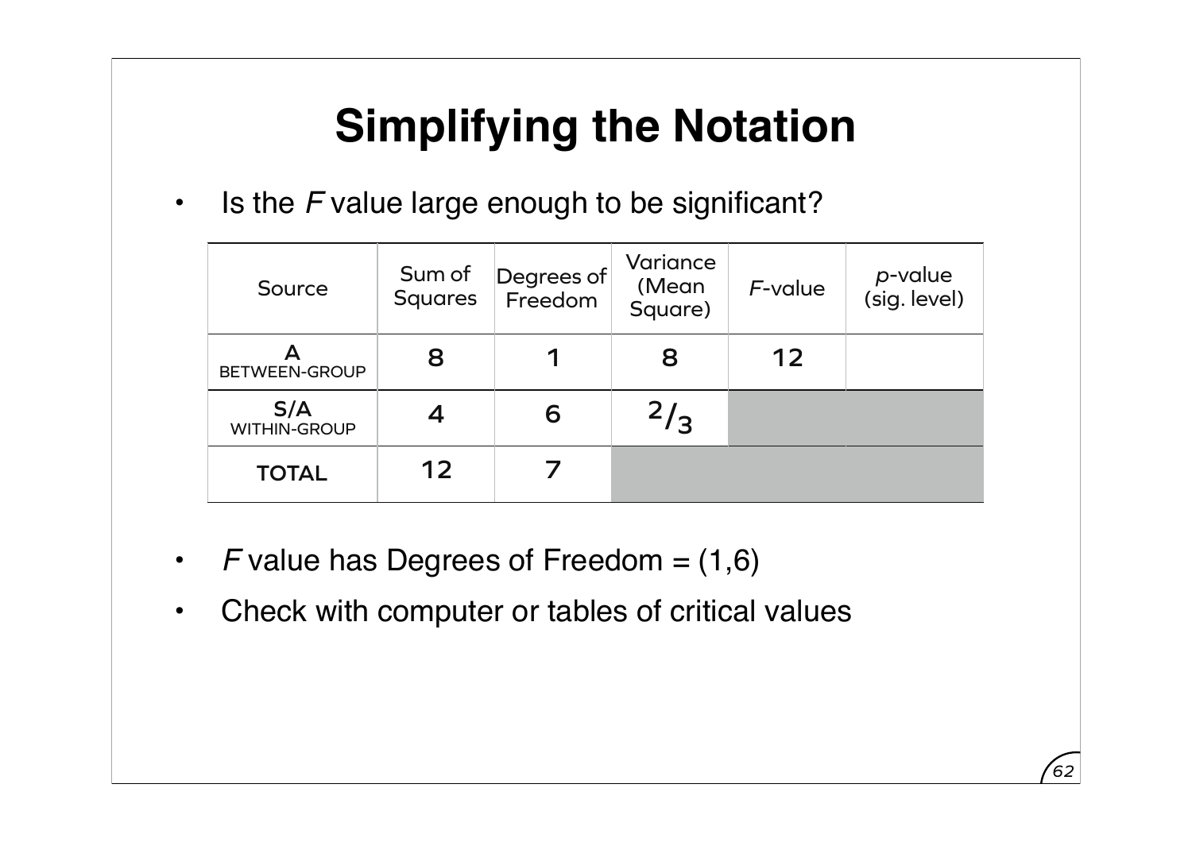# Simplifying the Notation

- Is the *F* value large enough to be significant?

| Source | Sum of Squares | Degrees of Freedom | Variance (Mean Square) | *F*-value | *p*-value (sig. level) |
|---|---|---|---|---|---|
| A BETWEEN-GROUP | 8 | 1 | 8 | 12 | |
| S/A WITHIN-GROUP | 4 | 6 | $^2/_3$ | | |
| TOTAL | 12 | 7 | | | |

- *F* value has Degrees of Freedom = (1,6)
- Check with computer or tables of critical values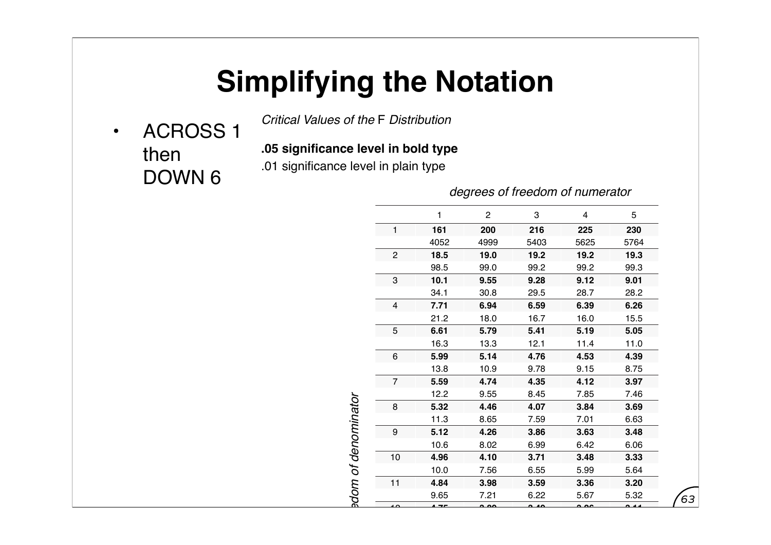# Simplifying the Notation

- ACROSS 1 then DOWN 6

*Critical Values of the* F *Distribution*

**.05 significance level in bold type**

.01 significance level in plain type

*degrees of freedom of numerator*

*degrees of freedom of denominator*

| | 1 | 2 | 3 | 4 | 5 |
|---|---|---|---|---|---|
| 1 | **161** | **200** | **216** | **225** | **230** |
| | 4052 | 4999 | 5403 | 5625 | 5764 |
| 2 | **18.5** | **19.0** | **19.2** | **19.2** | **19.3** |
| | 98.5 | 99.0 | 99.2 | 99.2 | 99.3 |
| 3 | **10.1** | **9.55** | **9.28** | **9.12** | **9.01** |
| | 34.1 | 30.8 | 29.5 | 28.7 | 28.2 |
| 4 | **7.71** | **6.94** | **6.59** | **6.39** | **6.26** |
| | 21.2 | 18.0 | 16.7 | 16.0 | 15.5 |
| 5 | **6.61** | **5.79** | **5.41** | **5.19** | **5.05** |
| | 16.3 | 13.3 | 12.1 | 11.4 | 11.0 |
| 6 | **5.99** | **5.14** | **4.76** | **4.53** | **4.39** |
| | 13.8 | 10.9 | 9.78 | 9.15 | 8.75 |
| 7 | **5.59** | **4.74** | **4.35** | **4.12** | **3.97** |
| | 12.2 | 9.55 | 8.45 | 7.85 | 7.46 |
| 8 | **5.32** | **4.46** | **4.07** | **3.84** | **3.69** |
| | 11.3 | 8.65 | 7.59 | 7.01 | 6.63 |
| 9 | **5.12** | **4.26** | **3.86** | **3.63** | **3.48** |
| | 10.6 | 8.02 | 6.99 | 6.42 | 6.06 |
| 10 | **4.96** | **4.10** | **3.71** | **3.48** | **3.33** |
| | 10.0 | 7.56 | 6.55 | 5.99 | 5.64 |
| 11 | **4.84** | **3.98** | **3.59** | **3.36** | **3.20** |
| | 9.65 | 7.21 | 6.22 | 5.67 | 5.32 |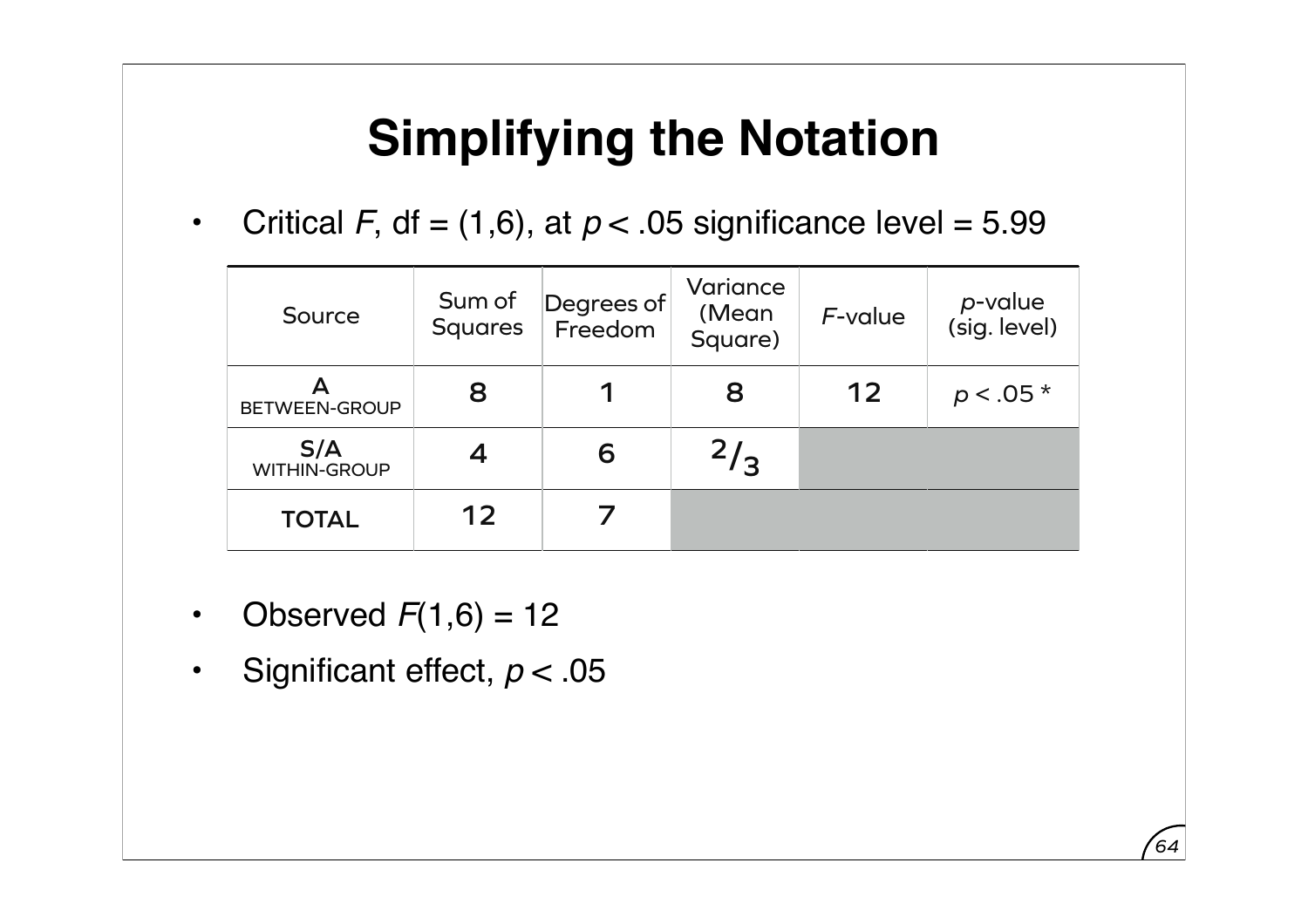# Simplifying the Notation

- Critical *F*, df = (1,6), at $p < .05$ significance level = 5.99

| Source | Sum of Squares | Degrees of Freedom | Variance (Mean Square) | *F*-value | *p*-value (sig. level) |
|---|---|---|---|---|---|
| A BETWEEN-GROUP | 8 | 1 | 8 | 12 | $p < .05$ * |
| S/A WITHIN-GROUP | 4 | 6 | $2/3$ | | |
| TOTAL | 12 | 7 | | | |

- Observed $F(1,6) = 12$
- Significant effect, $p < .05$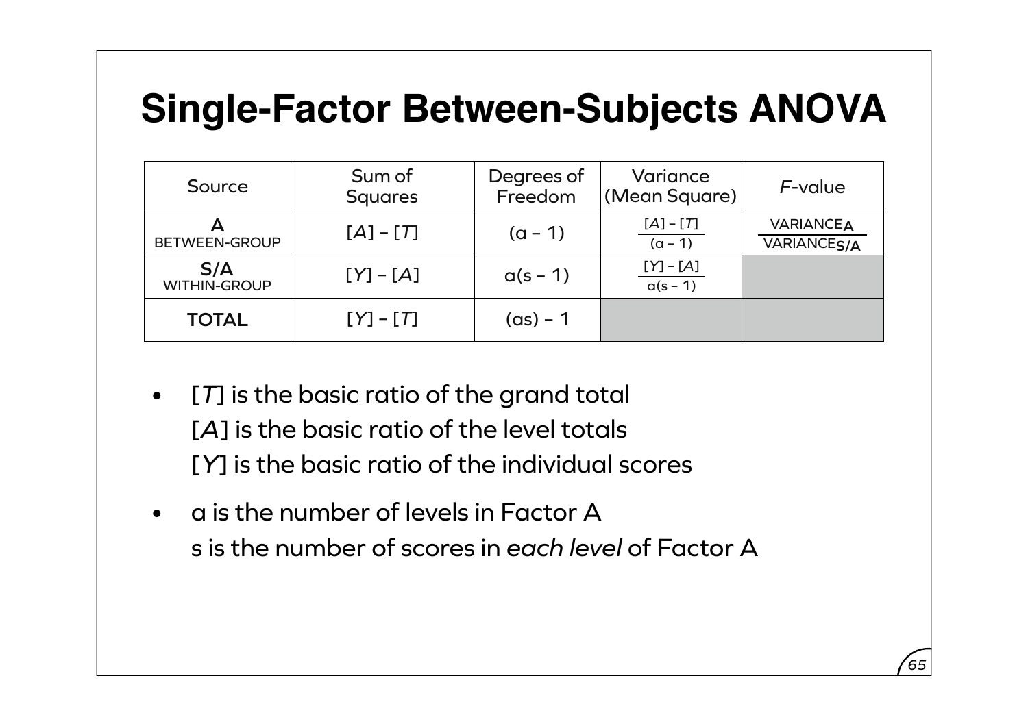# Single-Factor Between-Subjects ANOVA

| Source | Sum of Squares | Degrees of Freedom | Variance (Mean Square) | *F*-value |
|---|---|---|---|---|
| **A** BETWEEN-GROUP | $[A] - [T]$ | $(a - 1)$ | $\frac{[A] - [T]}{(a - 1)}$ | $\frac{\text{VARIANCE}_{\mathbf{A}}}{\text{VARIANCE}_{\mathbf{S/A}}}$ |
| **S/A** WITHIN-GROUP | $[Y] - [A]$ | $a(s - 1)$ | $\frac{[Y] - [A]}{a(s - 1)}$ | |
| **TOTAL** | $[Y] - [T]$ | $(as) - 1$ | | |

- $[T]$ is the basic ratio of the grand total
  $[A]$ is the basic ratio of the level totals
  $[Y]$ is the basic ratio of the individual scores
- a is the number of levels in Factor A
  s is the number of scores in *each level* of Factor A